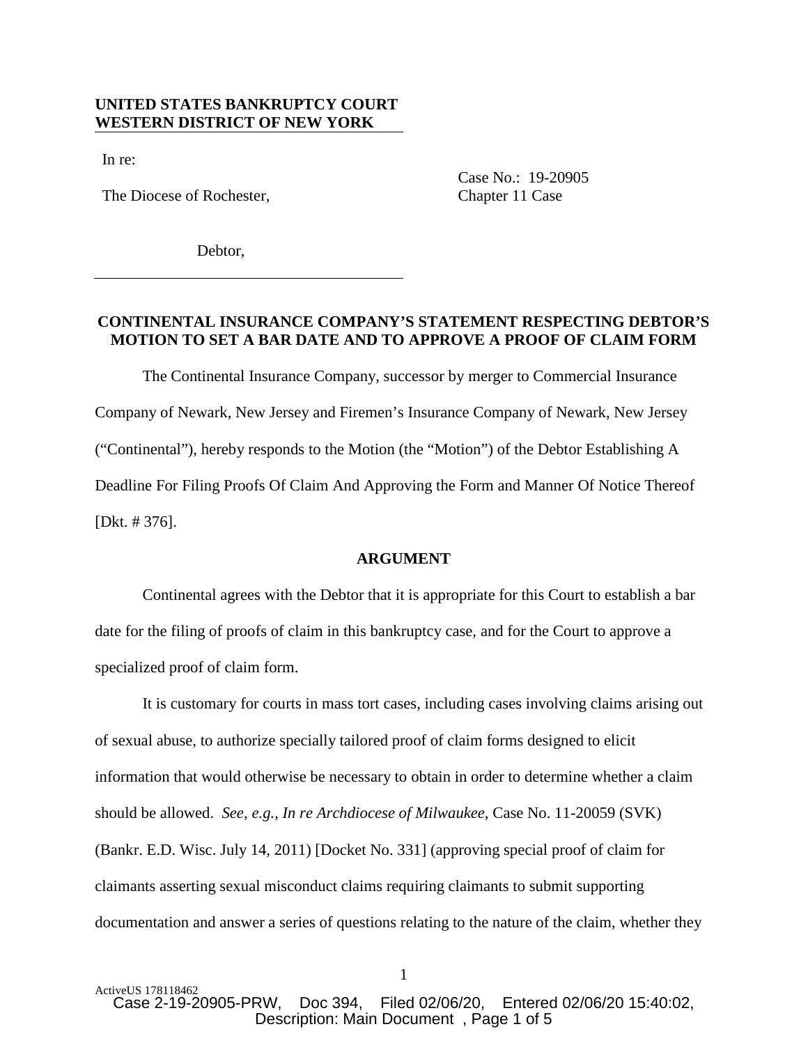**UNITED STATES BANKRUPTCY COURT**
**WESTERN DISTRICT OF NEW YORK**

In re:

The Diocese of Rochester,

Debtor,

Case No.: 19-20905
Chapter 11 Case

**CONTINENTAL INSURANCE COMPANY'S STATEMENT RESPECTING DEBTOR'S MOTION TO SET A BAR DATE AND TO APPROVE A PROOF OF CLAIM FORM**

The Continental Insurance Company, successor by merger to Commercial Insurance Company of Newark, New Jersey and Firemen's Insurance Company of Newark, New Jersey ("Continental"), hereby responds to the Motion (the "Motion") of the Debtor Establishing A Deadline For Filing Proofs Of Claim And Approving the Form and Manner Of Notice Thereof [Dkt. # 376].

**ARGUMENT**

Continental agrees with the Debtor that it is appropriate for this Court to establish a bar date for the filing of proofs of claim in this bankruptcy case, and for the Court to approve a specialized proof of claim form.

It is customary for courts in mass tort cases, including cases involving claims arising out of sexual abuse, to authorize specially tailored proof of claim forms designed to elicit information that would otherwise be necessary to obtain in order to determine whether a claim should be allowed. *See, e.g., In re Archdiocese of Milwaukee*, Case No. 11-20059 (SVK) (Bankr. E.D. Wisc. July 14, 2011) [Docket No. 331] (approving special proof of claim for claimants asserting sexual misconduct claims requiring claimants to submit supporting documentation and answer a series of questions relating to the nature of the claim, whether they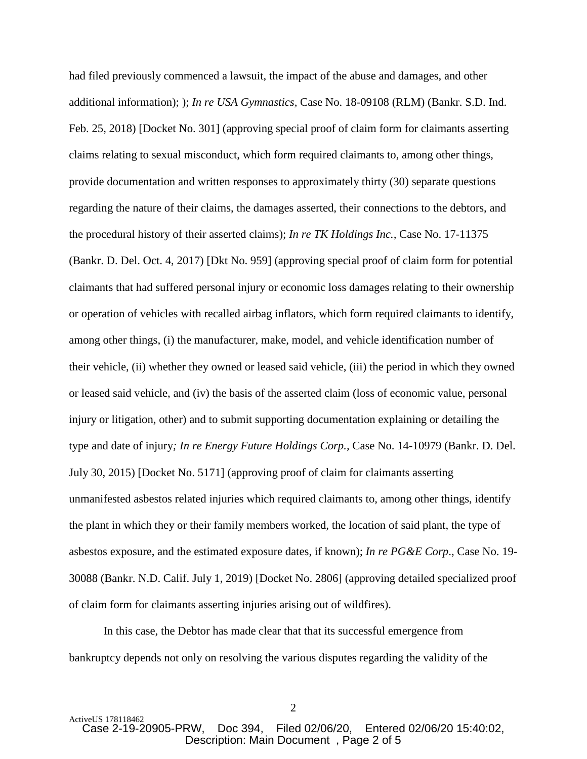had filed previously commenced a lawsuit, the impact of the abuse and damages, and other additional information); ); *In re USA Gymnastics*, Case No. 18-09108 (RLM) (Bankr. S.D. Ind. Feb. 25, 2018) [Docket No. 301] (approving special proof of claim form for claimants asserting claims relating to sexual misconduct, which form required claimants to, among other things, provide documentation and written responses to approximately thirty (30) separate questions regarding the nature of their claims, the damages asserted, their connections to the debtors, and the procedural history of their asserted claims); *In re TK Holdings Inc.*, Case No. 17-11375 (Bankr. D. Del. Oct. 4, 2017) [Dkt No. 959] (approving special proof of claim form for potential claimants that had suffered personal injury or economic loss damages relating to their ownership or operation of vehicles with recalled airbag inflators, which form required claimants to identify, among other things, (i) the manufacturer, make, model, and vehicle identification number of their vehicle, (ii) whether they owned or leased said vehicle, (iii) the period in which they owned or leased said vehicle, and (iv) the basis of the asserted claim (loss of economic value, personal injury or litigation, other) and to submit supporting documentation explaining or detailing the type and date of injury*; In re Energy Future Holdings Corp.*, Case No. 14-10979 (Bankr. D. Del. July 30, 2015) [Docket No. 5171] (approving proof of claim for claimants asserting unmanifested asbestos related injuries which required claimants to, among other things, identify the plant in which they or their family members worked, the location of said plant, the type of asbestos exposure, and the estimated exposure dates, if known); *In re PG&E Corp*., Case No. 19-30088 (Bankr. N.D. Calif. July 1, 2019) [Docket No. 2806] (approving detailed specialized proof of claim form for claimants asserting injuries arising out of wildfires).

In this case, the Debtor has made clear that that its successful emergence from bankruptcy depends not only on resolving the various disputes regarding the validity of the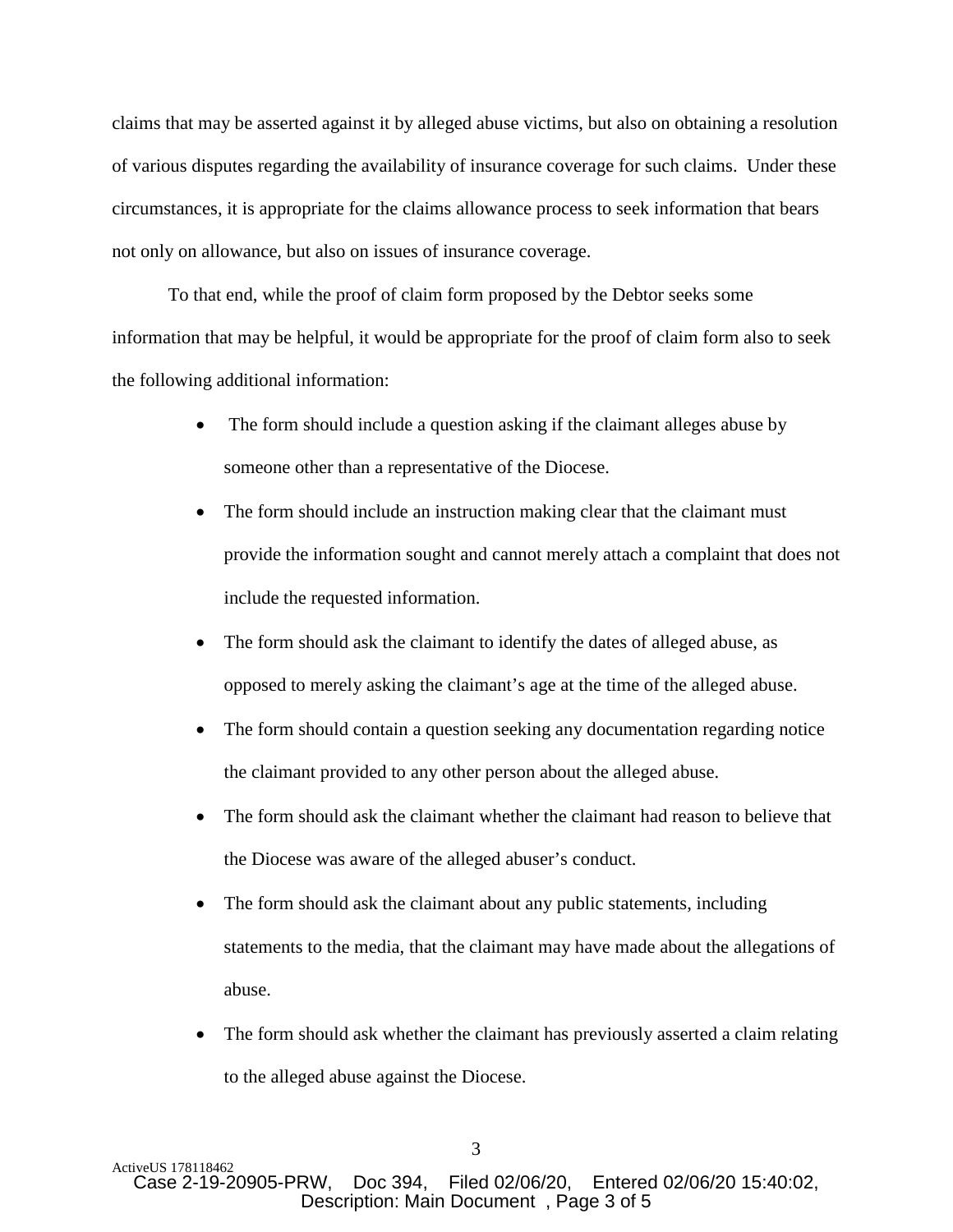claims that may be asserted against it by alleged abuse victims, but also on obtaining a resolution of various disputes regarding the availability of insurance coverage for such claims. Under these circumstances, it is appropriate for the claims allowance process to seek information that bears not only on allowance, but also on issues of insurance coverage.

To that end, while the proof of claim form proposed by the Debtor seeks some information that may be helpful, it would be appropriate for the proof of claim form also to seek the following additional information:

- The form should include a question asking if the claimant alleges abuse by someone other than a representative of the Diocese.
- The form should include an instruction making clear that the claimant must provide the information sought and cannot merely attach a complaint that does not include the requested information.
- The form should ask the claimant to identify the dates of alleged abuse, as opposed to merely asking the claimant's age at the time of the alleged abuse.
- The form should contain a question seeking any documentation regarding notice the claimant provided to any other person about the alleged abuse.
- The form should ask the claimant whether the claimant had reason to believe that the Diocese was aware of the alleged abuser's conduct.
- The form should ask the claimant about any public statements, including statements to the media, that the claimant may have made about the allegations of abuse.
- The form should ask whether the claimant has previously asserted a claim relating to the alleged abuse against the Diocese.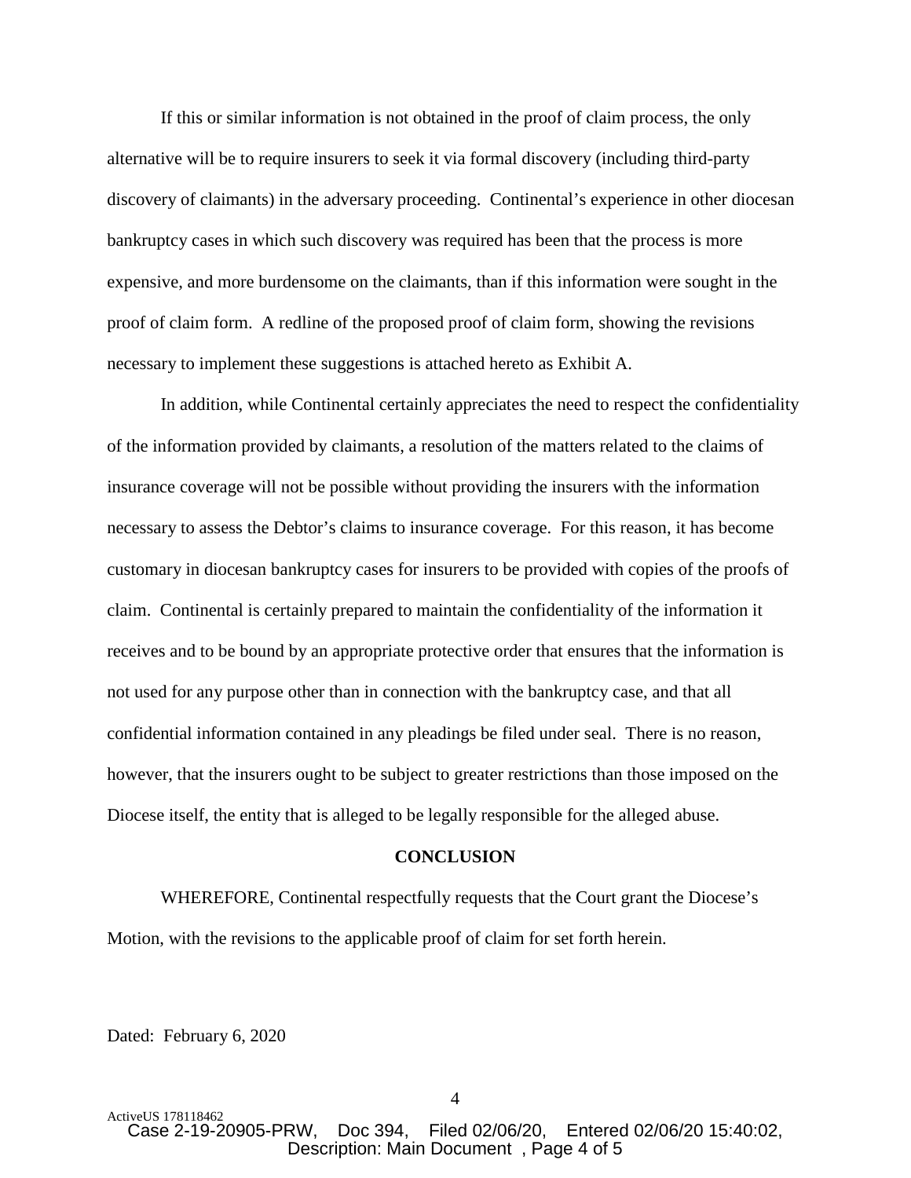If this or similar information is not obtained in the proof of claim process, the only alternative will be to require insurers to seek it via formal discovery (including third-party discovery of claimants) in the adversary proceeding. Continental's experience in other diocesan bankruptcy cases in which such discovery was required has been that the process is more expensive, and more burdensome on the claimants, than if this information were sought in the proof of claim form. A redline of the proposed proof of claim form, showing the revisions necessary to implement these suggestions is attached hereto as Exhibit A.

In addition, while Continental certainly appreciates the need to respect the confidentiality of the information provided by claimants, a resolution of the matters related to the claims of insurance coverage will not be possible without providing the insurers with the information necessary to assess the Debtor's claims to insurance coverage. For this reason, it has become customary in diocesan bankruptcy cases for insurers to be provided with copies of the proofs of claim. Continental is certainly prepared to maintain the confidentiality of the information it receives and to be bound by an appropriate protective order that ensures that the information is not used for any purpose other than in connection with the bankruptcy case, and that all confidential information contained in any pleadings be filed under seal. There is no reason, however, that the insurers ought to be subject to greater restrictions than those imposed on the Diocese itself, the entity that is alleged to be legally responsible for the alleged abuse.

**CONCLUSION**

WHEREFORE, Continental respectfully requests that the Court grant the Diocese's Motion, with the revisions to the applicable proof of claim for set forth herein.

Dated: February 6, 2020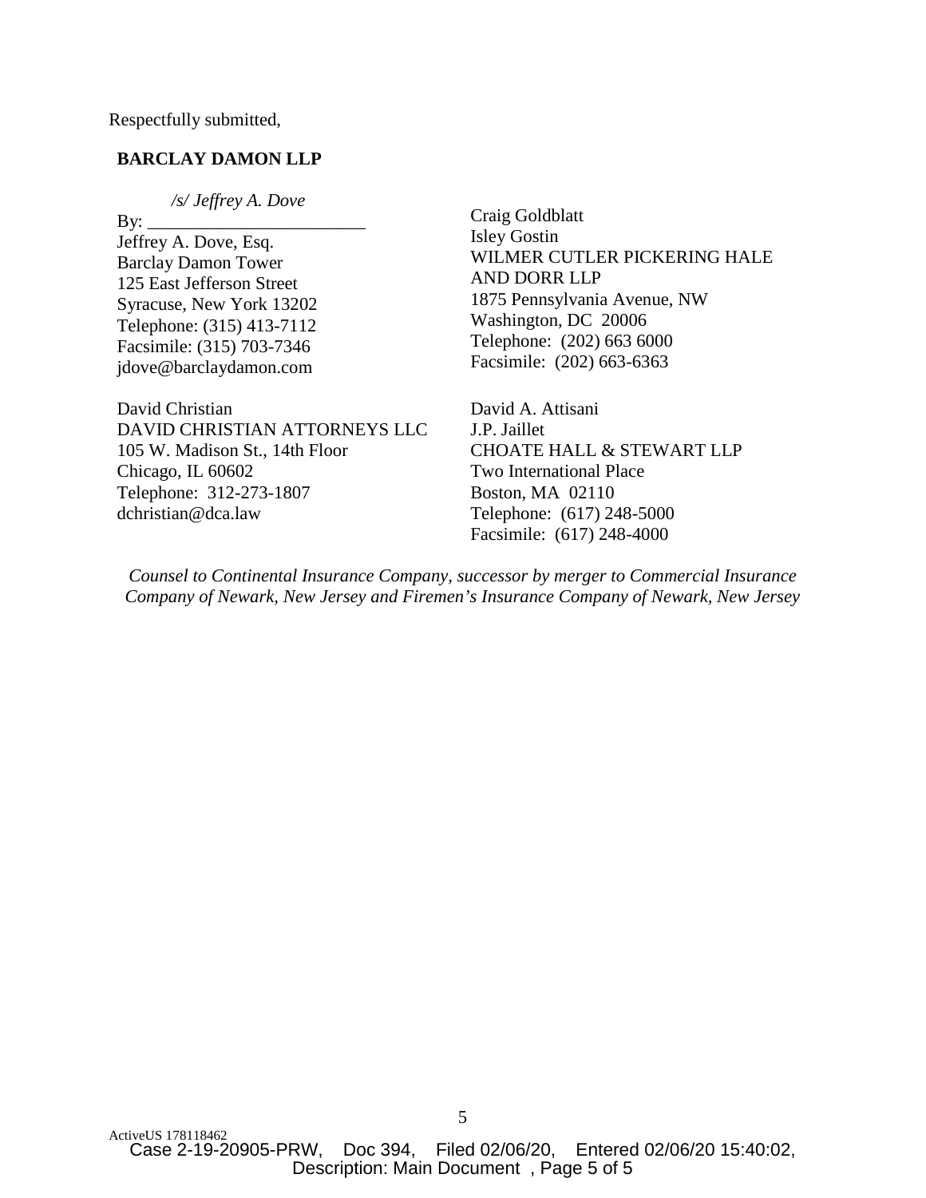Respectfully submitted,

**BARCLAY DAMON LLP**

*/s/ Jeffrey A. Dove*
By: ________________________
Jeffrey A. Dove, Esq.
Barclay Damon Tower
125 East Jefferson Street
Syracuse, New York 13202
Telephone: (315) 413-7112
Facsimile: (315) 703-7346
jdove@barclaydamon.com

Craig Goldblatt
Isley Gostin
WILMER CUTLER PICKERING HALE AND DORR LLP
1875 Pennsylvania Avenue, NW
Washington, DC 20006
Telephone: (202) 663 6000
Facsimile: (202) 663-6363

David Christian
DAVID CHRISTIAN ATTORNEYS LLC
105 W. Madison St., 14th Floor
Chicago, IL 60602
Telephone: 312-273-1807
dchristian@dca.law

David A. Attisani
J.P. Jaillet
CHOATE HALL & STEWART LLP
Two International Place
Boston, MA 02110
Telephone: (617) 248-5000
Facsimile: (617) 248-4000

*Counsel to Continental Insurance Company, successor by merger to Commercial Insurance Company of Newark, New Jersey and Firemen's Insurance Company of Newark, New Jersey*

ActiveUS 178118462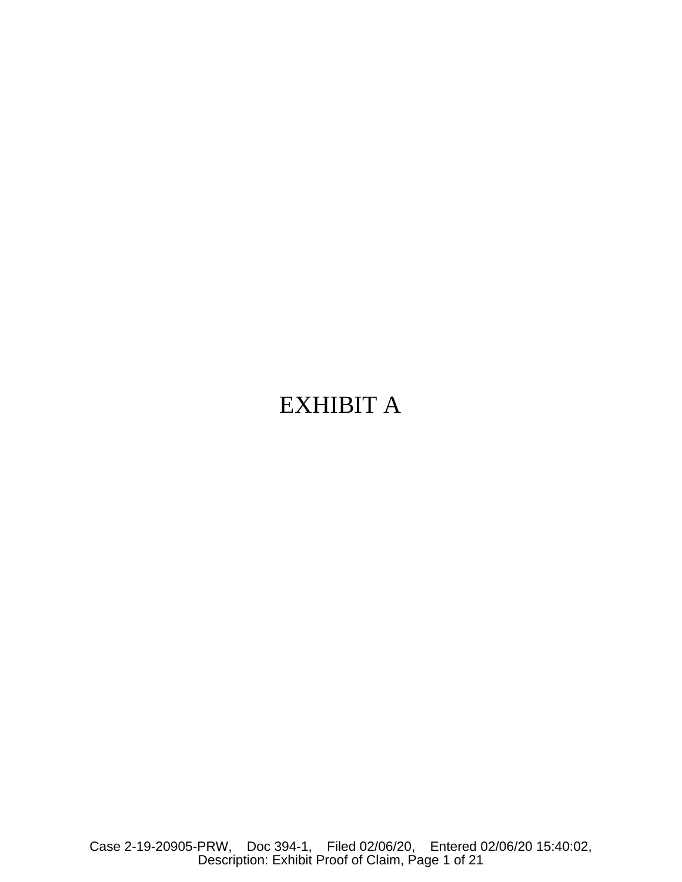# EXHIBIT A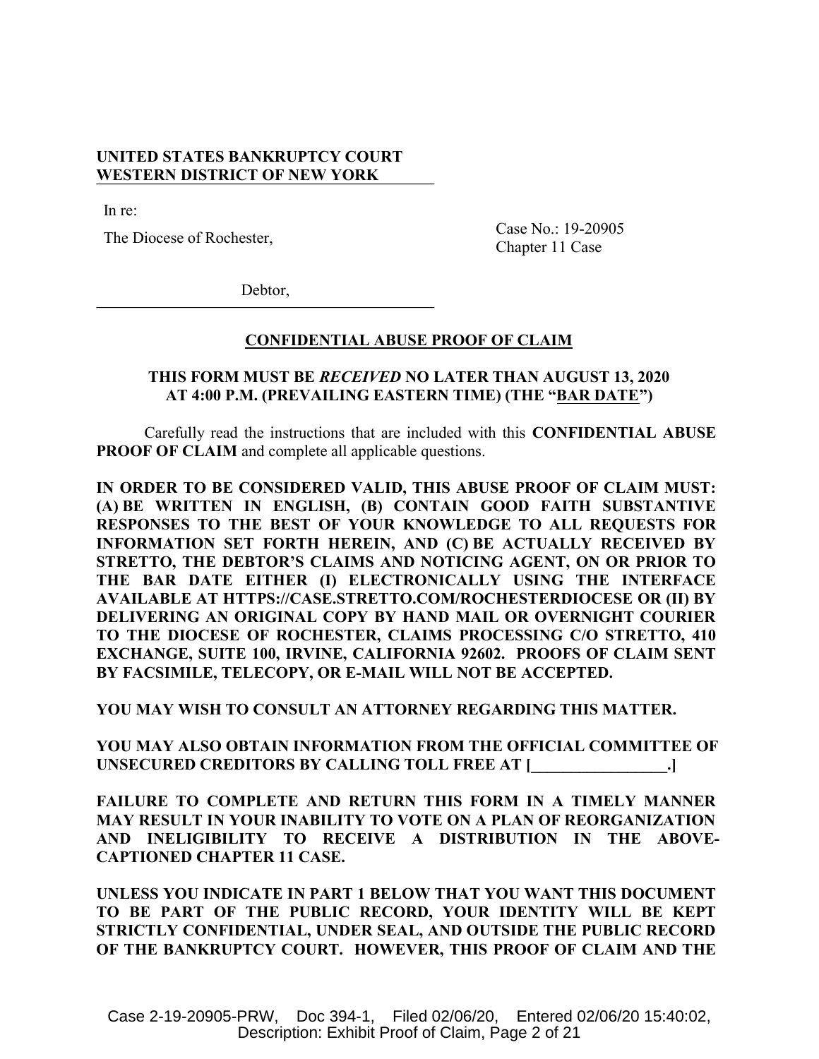**UNITED STATES BANKRUPTCY COURT**
**WESTERN DISTRICT OF NEW YORK**

In re:

The Diocese of Rochester,

Debtor,

Case No.: 19-20905
Chapter 11 Case

**CONFIDENTIAL ABUSE PROOF OF CLAIM**

**THIS FORM MUST BE *RECEIVED* NO LATER THAN AUGUST 13, 2020 AT 4:00 P.M. (PREVAILING EASTERN TIME) (THE "BAR DATE")**

Carefully read the instructions that are included with this **CONFIDENTIAL ABUSE PROOF OF CLAIM** and complete all applicable questions.

**IN ORDER TO BE CONSIDERED VALID, THIS ABUSE PROOF OF CLAIM MUST: (A) BE WRITTEN IN ENGLISH, (B) CONTAIN GOOD FAITH SUBSTANTIVE RESPONSES TO THE BEST OF YOUR KNOWLEDGE TO ALL REQUESTS FOR INFORMATION SET FORTH HEREIN, AND (C) BE ACTUALLY RECEIVED BY STRETTO, THE DEBTOR'S CLAIMS AND NOTICING AGENT, ON OR PRIOR TO THE BAR DATE EITHER (I) ELECTRONICALLY USING THE INTERFACE AVAILABLE AT HTTPS://CASE.STRETTO.COM/ROCHESTERDIOCESE OR (II) BY DELIVERING AN ORIGINAL COPY BY HAND MAIL OR OVERNIGHT COURIER TO THE DIOCESE OF ROCHESTER, CLAIMS PROCESSING C/O STRETTO, 410 EXCHANGE, SUITE 100, IRVINE, CALIFORNIA 92602. PROOFS OF CLAIM SENT BY FACSIMILE, TELECOPY, OR E-MAIL WILL NOT BE ACCEPTED.**

**YOU MAY WISH TO CONSULT AN ATTORNEY REGARDING THIS MATTER.**

**YOU MAY ALSO OBTAIN INFORMATION FROM THE OFFICIAL COMMITTEE OF UNSECURED CREDITORS BY CALLING TOLL FREE AT [_________________.]**

**FAILURE TO COMPLETE AND RETURN THIS FORM IN A TIMELY MANNER MAY RESULT IN YOUR INABILITY TO VOTE ON A PLAN OF REORGANIZATION AND INELIGIBILITY TO RECEIVE A DISTRIBUTION IN THE ABOVE-CAPTIONED CHAPTER 11 CASE.**

**UNLESS YOU INDICATE IN PART 1 BELOW THAT YOU WANT THIS DOCUMENT TO BE PART OF THE PUBLIC RECORD, YOUR IDENTITY WILL BE KEPT STRICTLY CONFIDENTIAL, UNDER SEAL, AND OUTSIDE THE PUBLIC RECORD OF THE BANKRUPTCY COURT. HOWEVER, THIS PROOF OF CLAIM AND THE**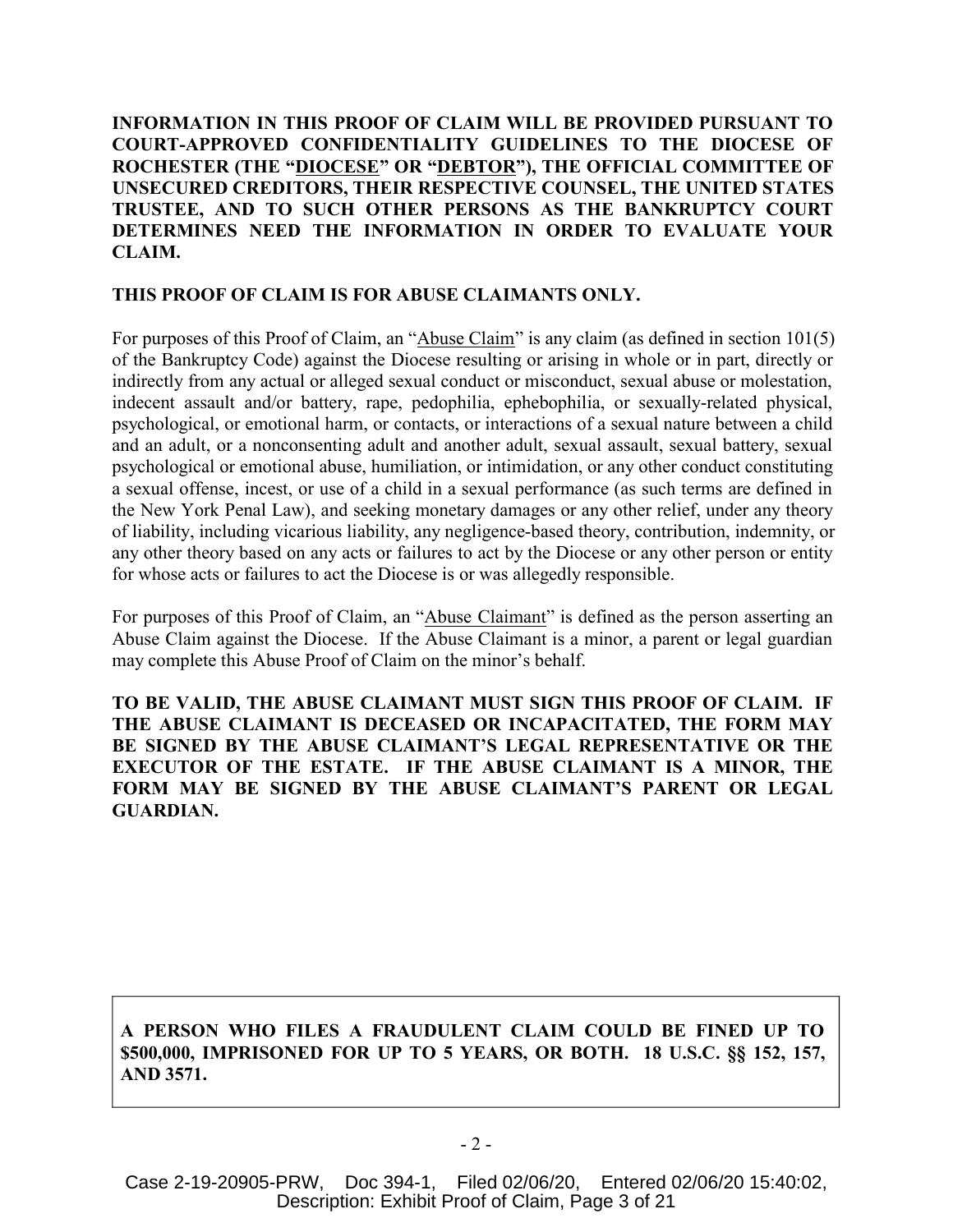**INFORMATION IN THIS PROOF OF CLAIM WILL BE PROVIDED PURSUANT TO COURT-APPROVED CONFIDENTIALITY GUIDELINES TO THE DIOCESE OF ROCHESTER (THE "DIOCESE" OR "DEBTOR"), THE OFFICIAL COMMITTEE OF UNSECURED CREDITORS, THEIR RESPECTIVE COUNSEL, THE UNITED STATES TRUSTEE, AND TO SUCH OTHER PERSONS AS THE BANKRUPTCY COURT DETERMINES NEED THE INFORMATION IN ORDER TO EVALUATE YOUR CLAIM.**

**THIS PROOF OF CLAIM IS FOR ABUSE CLAIMANTS ONLY.**

For purposes of this Proof of Claim, an "Abuse Claim" is any claim (as defined in section 101(5) of the Bankruptcy Code) against the Diocese resulting or arising in whole or in part, directly or indirectly from any actual or alleged sexual conduct or misconduct, sexual abuse or molestation, indecent assault and/or battery, rape, pedophilia, ephebophilia, or sexually-related physical, psychological, or emotional harm, or contacts, or interactions of a sexual nature between a child and an adult, or a nonconsenting adult and another adult, sexual assault, sexual battery, sexual psychological or emotional abuse, humiliation, or intimidation, or any other conduct constituting a sexual offense, incest, or use of a child in a sexual performance (as such terms are defined in the New York Penal Law), and seeking monetary damages or any other relief, under any theory of liability, including vicarious liability, any negligence-based theory, contribution, indemnity, or any other theory based on any acts or failures to act by the Diocese or any other person or entity for whose acts or failures to act the Diocese is or was allegedly responsible.

For purposes of this Proof of Claim, an "Abuse Claimant" is defined as the person asserting an Abuse Claim against the Diocese. If the Abuse Claimant is a minor, a parent or legal guardian may complete this Abuse Proof of Claim on the minor's behalf.

**TO BE VALID, THE ABUSE CLAIMANT MUST SIGN THIS PROOF OF CLAIM. IF THE ABUSE CLAIMANT IS DECEASED OR INCAPACITATED, THE FORM MAY BE SIGNED BY THE ABUSE CLAIMANT'S LEGAL REPRESENTATIVE OR THE EXECUTOR OF THE ESTATE. IF THE ABUSE CLAIMANT IS A MINOR, THE FORM MAY BE SIGNED BY THE ABUSE CLAIMANT'S PARENT OR LEGAL GUARDIAN.**

**A PERSON WHO FILES A FRAUDULENT CLAIM COULD BE FINED UP TO $500,000, IMPRISONED FOR UP TO 5 YEARS, OR BOTH. 18 U.S.C. §§ 152, 157, AND 3571.**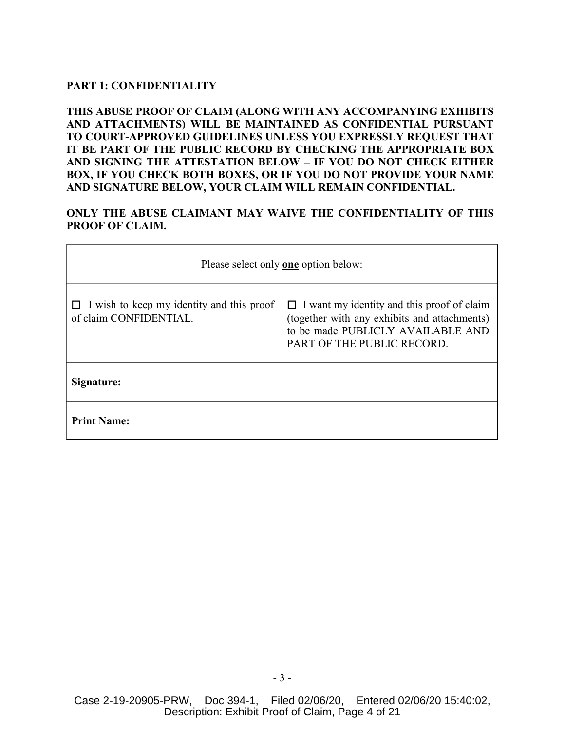**PART 1: CONFIDENTIALITY**

**THIS ABUSE PROOF OF CLAIM (ALONG WITH ANY ACCOMPANYING EXHIBITS AND ATTACHMENTS) WILL BE MAINTAINED AS CONFIDENTIAL PURSUANT TO COURT-APPROVED GUIDELINES UNLESS YOU EXPRESSLY REQUEST THAT IT BE PART OF THE PUBLIC RECORD BY CHECKING THE APPROPRIATE BOX AND SIGNING THE ATTESTATION BELOW – IF YOU DO NOT CHECK EITHER BOX, IF YOU CHECK BOTH BOXES, OR IF YOU DO NOT PROVIDE YOUR NAME AND SIGNATURE BELOW, YOUR CLAIM WILL REMAIN CONFIDENTIAL.**

**ONLY THE ABUSE CLAIMANT MAY WAIVE THE CONFIDENTIALITY OF THIS PROOF OF CLAIM.**

| Please select only **one** option below: | |
|---|---|
| ☐ I wish to keep my identity and this proof of claim CONFIDENTIAL. | ☐ I want my identity and this proof of claim (together with any exhibits and attachments) to be made PUBLICLY AVAILABLE AND PART OF THE PUBLIC RECORD. |
| **Signature:** | |
| **Print Name:** | |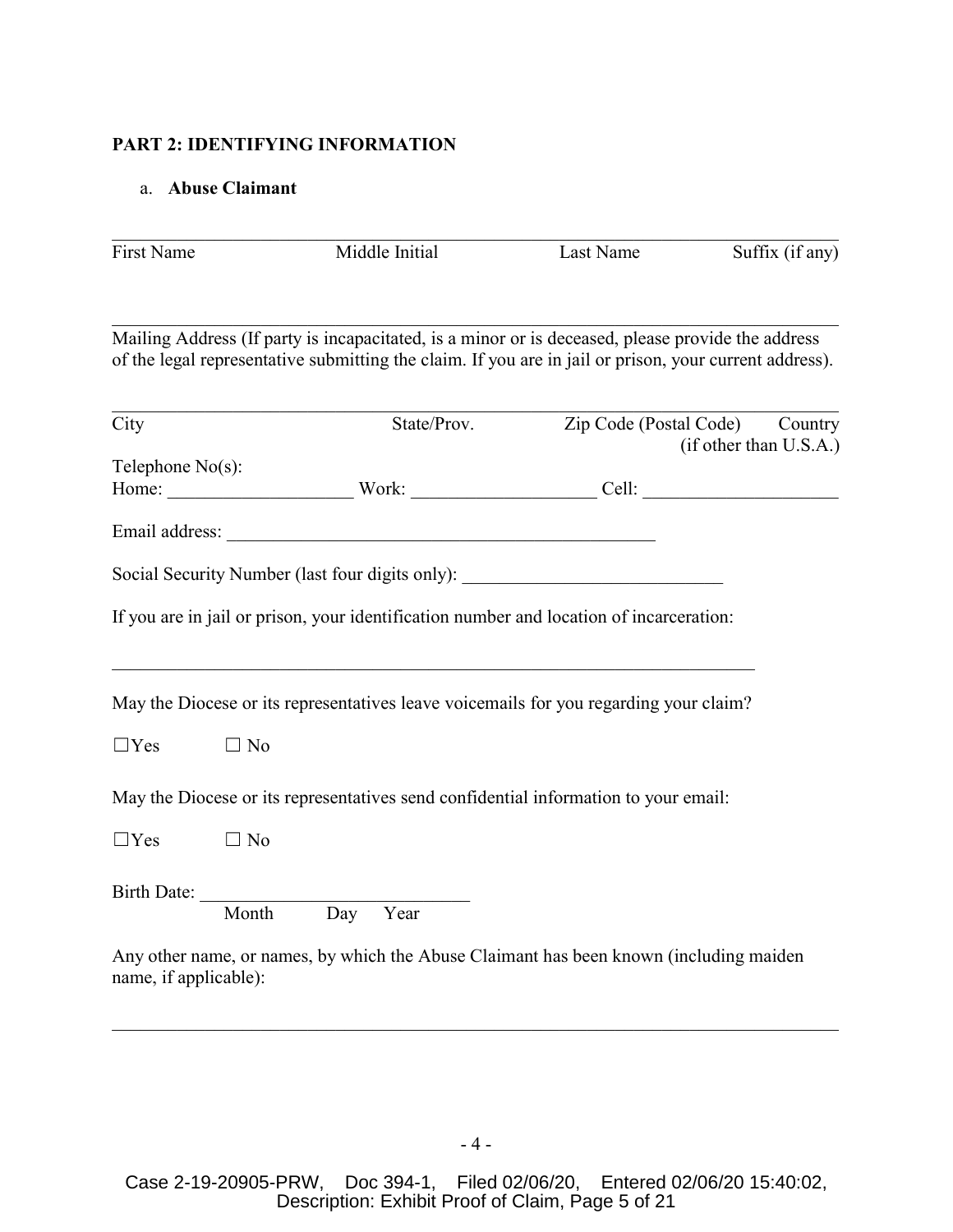**PART 2: IDENTIFYING INFORMATION**

a. **Abuse Claimant**

\_\_\_\_\_\_\_\_\_\_\_\_\_\_\_\_\_\_\_\_\_\_\_\_\_\_\_\_\_\_\_\_\_\_\_\_\_\_\_\_\_\_\_\_\_\_\_\_\_\_\_\_\_\_\_\_\_\_\_\_\_\_\_\_\_\_\_\_\_\_\_\_\_\_\_\_

First Name    Middle Initial    Last Name    Suffix (if any)

\_\_\_\_\_\_\_\_\_\_\_\_\_\_\_\_\_\_\_\_\_\_\_\_\_\_\_\_\_\_\_\_\_\_\_\_\_\_\_\_\_\_\_\_\_\_\_\_\_\_\_\_\_\_\_\_\_\_\_\_\_\_\_\_\_\_\_\_\_\_\_\_\_\_\_\_

Mailing Address (If party is incapacitated, is a minor or is deceased, please provide the address of the legal representative submitting the claim. If you are in jail or prison, your current address).

\_\_\_\_\_\_\_\_\_\_\_\_\_\_\_\_\_\_\_\_\_\_\_\_\_\_\_\_\_\_\_\_\_\_\_\_\_\_\_\_\_\_\_\_\_\_\_\_\_\_\_\_\_\_\_\_\_\_\_\_\_\_\_\_\_\_\_\_\_\_\_\_\_\_\_\_

City    State/Prov.    Zip Code (Postal Code)    Country (if other than U.S.A.)

Telephone No(s):

Home: \_\_\_\_\_\_\_\_\_\_\_\_\_\_\_\_\_\_\_\_ Work: \_\_\_\_\_\_\_\_\_\_\_\_\_\_\_\_\_\_\_\_ Cell: \_\_\_\_\_\_\_\_\_\_\_\_\_\_\_\_\_\_\_\_\_

Email address: \_\_\_\_\_\_\_\_\_\_\_\_\_\_\_\_\_\_\_\_\_\_\_\_\_\_\_\_\_\_\_\_\_\_\_\_\_\_\_\_\_\_\_\_\_\_\_\_

Social Security Number (last four digits only): \_\_\_\_\_\_\_\_\_\_\_\_\_\_\_\_\_\_\_\_\_\_\_\_\_\_\_\_

If you are in jail or prison, your identification number and location of incarceration:

\_\_\_\_\_\_\_\_\_\_\_\_\_\_\_\_\_\_\_\_\_\_\_\_\_\_\_\_\_\_\_\_\_\_\_\_\_\_\_\_\_\_\_\_\_\_\_\_\_\_\_\_\_\_\_\_\_\_\_\_\_\_\_\_\_\_\_\_\_\_

May the Diocese or its representatives leave voicemails for you regarding your claim?

☐Yes    ☐ No

May the Diocese or its representatives send confidential information to your email:

☐Yes    ☐ No

Birth Date: \_\_\_\_\_\_\_\_\_\_\_\_\_\_\_\_\_\_\_\_\_\_\_\_\_\_\_\_\_
Month    Day    Year

Any other name, or names, by which the Abuse Claimant has been known (including maiden name, if applicable):

\_\_\_\_\_\_\_\_\_\_\_\_\_\_\_\_\_\_\_\_\_\_\_\_\_\_\_\_\_\_\_\_\_\_\_\_\_\_\_\_\_\_\_\_\_\_\_\_\_\_\_\_\_\_\_\_\_\_\_\_\_\_\_\_\_\_\_\_\_\_\_\_\_\_\_\_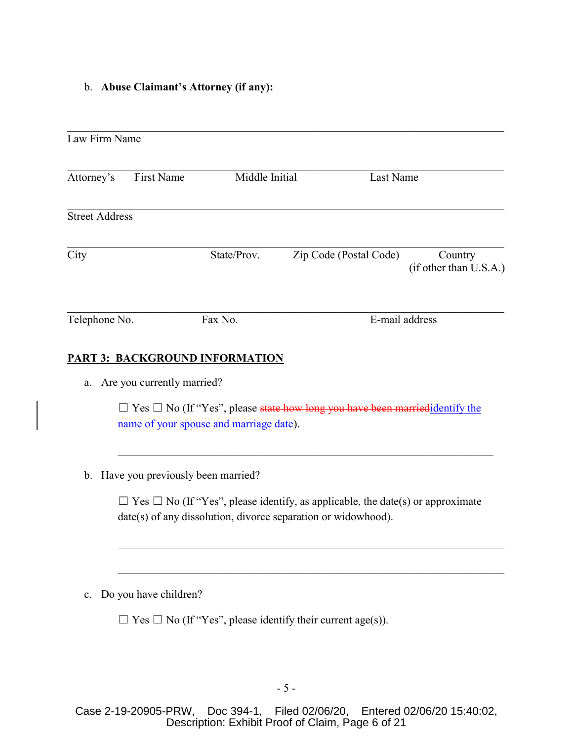b. **Abuse Claimant's Attorney (if any):**

\_\_\_\_\_\_\_\_\_\_\_\_\_\_\_\_\_\_\_\_\_\_\_\_\_\_\_\_\_\_\_\_\_\_\_\_\_\_\_\_\_\_\_\_\_\_\_\_\_\_\_\_\_\_\_\_\_\_\_\_\_\_\_\_\_\_\_\_\_\_
Law Firm Name

\_\_\_\_\_\_\_\_\_\_\_\_\_\_\_\_\_\_\_\_\_\_\_\_\_\_\_\_\_\_\_\_\_\_\_\_\_\_\_\_\_\_\_\_\_\_\_\_\_\_\_\_\_\_\_\_\_\_\_\_\_\_\_\_\_\_\_\_\_\_
Attorney's First Name Middle Initial Last Name

\_\_\_\_\_\_\_\_\_\_\_\_\_\_\_\_\_\_\_\_\_\_\_\_\_\_\_\_\_\_\_\_\_\_\_\_\_\_\_\_\_\_\_\_\_\_\_\_\_\_\_\_\_\_\_\_\_\_\_\_\_\_\_\_\_\_\_\_\_\_
Street Address

\_\_\_\_\_\_\_\_\_\_\_\_\_\_\_\_\_\_\_\_\_\_\_\_\_\_\_\_\_\_\_\_\_\_\_\_\_\_\_\_\_\_\_\_\_\_\_\_\_\_\_\_\_\_\_\_\_\_\_\_\_\_\_\_\_\_\_\_\_\_
City State/Prov. Zip Code (Postal Code) Country (if other than U.S.A.)

\_\_\_\_\_\_\_\_\_\_\_\_\_\_\_\_\_\_\_\_\_\_\_\_\_\_\_\_\_\_\_\_\_\_\_\_\_\_\_\_\_\_\_\_\_\_\_\_\_\_\_\_\_\_\_\_\_\_\_\_\_\_\_\_\_\_\_\_\_\_
Telephone No. Fax No. E-mail address

## PART 3: BACKGROUND INFORMATION

a. Are you currently married?

☐ Yes ☐ No (If "Yes", please ~~state how long you have been married~~identify the name of your spouse and marriage date).

\_\_\_\_\_\_\_\_\_\_\_\_\_\_\_\_\_\_\_\_\_\_\_\_\_\_\_\_\_\_\_\_\_\_\_\_\_\_\_\_\_\_\_\_\_\_\_\_\_\_\_\_\_\_\_\_\_\_\_\_\_\_

b. Have you previously been married?

☐ Yes ☐ No (If "Yes", please identify, as applicable, the date(s) or approximate date(s) of any dissolution, divorce separation or widowhood).

\_\_\_\_\_\_\_\_\_\_\_\_\_\_\_\_\_\_\_\_\_\_\_\_\_\_\_\_\_\_\_\_\_\_\_\_\_\_\_\_\_\_\_\_\_\_\_\_\_\_\_\_\_\_\_\_\_\_\_\_\_\_

\_\_\_\_\_\_\_\_\_\_\_\_\_\_\_\_\_\_\_\_\_\_\_\_\_\_\_\_\_\_\_\_\_\_\_\_\_\_\_\_\_\_\_\_\_\_\_\_\_\_\_\_\_\_\_\_\_\_\_\_\_\_

c. Do you have children?

☐ Yes ☐ No (If "Yes", please identify their current age(s)).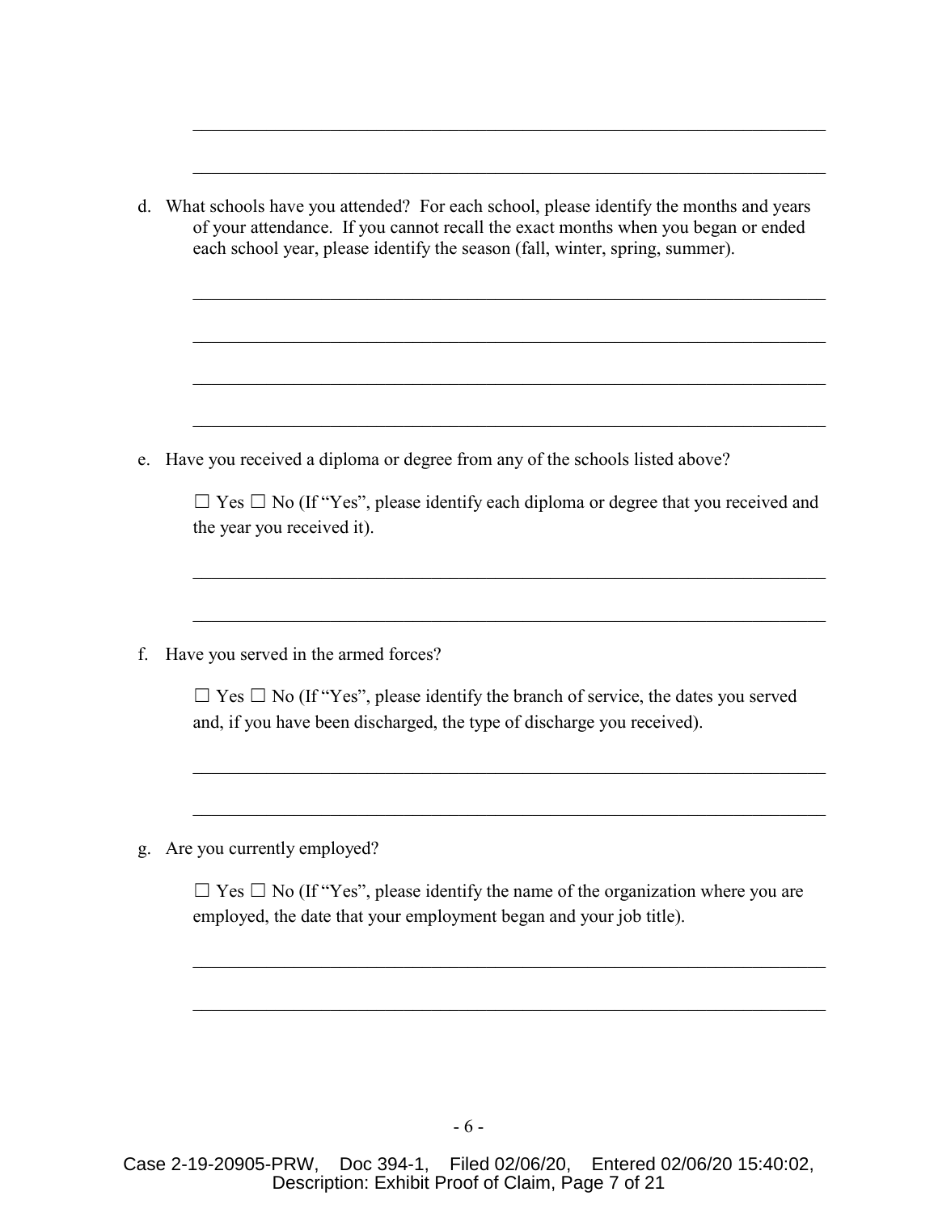\_\_\_\_\_\_\_\_\_\_\_\_\_\_\_\_\_\_\_\_\_\_\_\_\_\_\_\_\_\_\_\_\_\_\_\_\_\_\_\_\_\_\_\_\_\_\_\_\_\_\_\_\_\_\_\_\_\_\_\_\_\_\_\_\_\_\_\_

\_\_\_\_\_\_\_\_\_\_\_\_\_\_\_\_\_\_\_\_\_\_\_\_\_\_\_\_\_\_\_\_\_\_\_\_\_\_\_\_\_\_\_\_\_\_\_\_\_\_\_\_\_\_\_\_\_\_\_\_\_\_\_\_\_\_\_\_

d. What schools have you attended? For each school, please identify the months and years of your attendance. If you cannot recall the exact months when you began or ended each school year, please identify the season (fall, winter, spring, summer).

\_\_\_\_\_\_\_\_\_\_\_\_\_\_\_\_\_\_\_\_\_\_\_\_\_\_\_\_\_\_\_\_\_\_\_\_\_\_\_\_\_\_\_\_\_\_\_\_\_\_\_\_\_\_\_\_\_\_\_\_\_\_\_\_\_\_\_\_

\_\_\_\_\_\_\_\_\_\_\_\_\_\_\_\_\_\_\_\_\_\_\_\_\_\_\_\_\_\_\_\_\_\_\_\_\_\_\_\_\_\_\_\_\_\_\_\_\_\_\_\_\_\_\_\_\_\_\_\_\_\_\_\_\_\_\_\_

\_\_\_\_\_\_\_\_\_\_\_\_\_\_\_\_\_\_\_\_\_\_\_\_\_\_\_\_\_\_\_\_\_\_\_\_\_\_\_\_\_\_\_\_\_\_\_\_\_\_\_\_\_\_\_\_\_\_\_\_\_\_\_\_\_\_\_\_

\_\_\_\_\_\_\_\_\_\_\_\_\_\_\_\_\_\_\_\_\_\_\_\_\_\_\_\_\_\_\_\_\_\_\_\_\_\_\_\_\_\_\_\_\_\_\_\_\_\_\_\_\_\_\_\_\_\_\_\_\_\_\_\_\_\_\_\_

e. Have you received a diploma or degree from any of the schools listed above?

☐ Yes ☐ No (If "Yes", please identify each diploma or degree that you received and the year you received it).

\_\_\_\_\_\_\_\_\_\_\_\_\_\_\_\_\_\_\_\_\_\_\_\_\_\_\_\_\_\_\_\_\_\_\_\_\_\_\_\_\_\_\_\_\_\_\_\_\_\_\_\_\_\_\_\_\_\_\_\_\_\_\_\_\_\_\_\_

\_\_\_\_\_\_\_\_\_\_\_\_\_\_\_\_\_\_\_\_\_\_\_\_\_\_\_\_\_\_\_\_\_\_\_\_\_\_\_\_\_\_\_\_\_\_\_\_\_\_\_\_\_\_\_\_\_\_\_\_\_\_\_\_\_\_\_\_

f. Have you served in the armed forces?

☐ Yes ☐ No (If "Yes", please identify the branch of service, the dates you served and, if you have been discharged, the type of discharge you received).

\_\_\_\_\_\_\_\_\_\_\_\_\_\_\_\_\_\_\_\_\_\_\_\_\_\_\_\_\_\_\_\_\_\_\_\_\_\_\_\_\_\_\_\_\_\_\_\_\_\_\_\_\_\_\_\_\_\_\_\_\_\_\_\_\_\_\_\_

\_\_\_\_\_\_\_\_\_\_\_\_\_\_\_\_\_\_\_\_\_\_\_\_\_\_\_\_\_\_\_\_\_\_\_\_\_\_\_\_\_\_\_\_\_\_\_\_\_\_\_\_\_\_\_\_\_\_\_\_\_\_\_\_\_\_\_\_

g. Are you currently employed?

☐ Yes ☐ No (If "Yes", please identify the name of the organization where you are employed, the date that your employment began and your job title).

\_\_\_\_\_\_\_\_\_\_\_\_\_\_\_\_\_\_\_\_\_\_\_\_\_\_\_\_\_\_\_\_\_\_\_\_\_\_\_\_\_\_\_\_\_\_\_\_\_\_\_\_\_\_\_\_\_\_\_\_\_\_\_\_\_\_\_\_

\_\_\_\_\_\_\_\_\_\_\_\_\_\_\_\_\_\_\_\_\_\_\_\_\_\_\_\_\_\_\_\_\_\_\_\_\_\_\_\_\_\_\_\_\_\_\_\_\_\_\_\_\_\_\_\_\_\_\_\_\_\_\_\_\_\_\_\_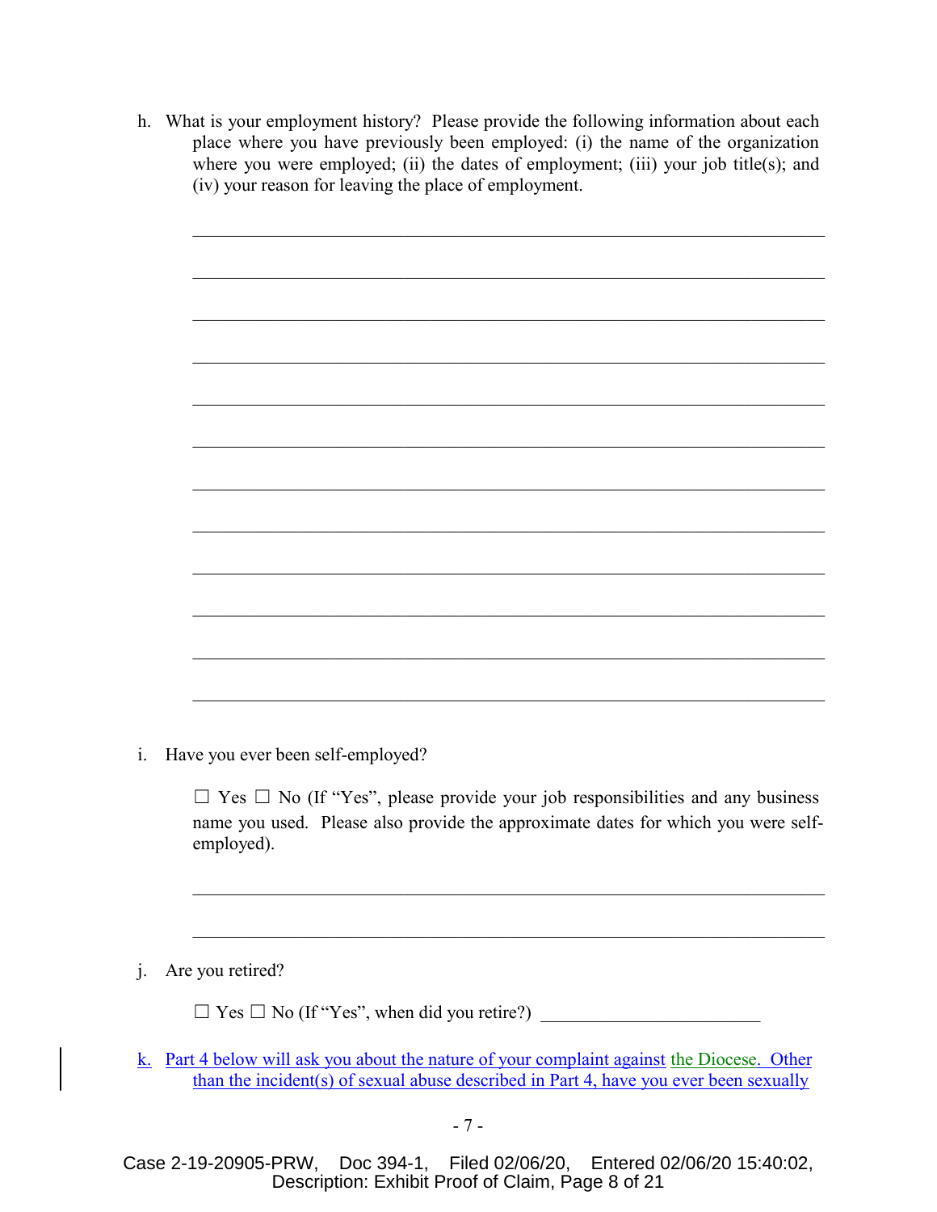h. What is your employment history? Please provide the following information about each place where you have previously been employed: (i) the name of the organization where you were employed; (ii) the dates of employment; (iii) your job title(s); and (iv) your reason for leaving the place of employment.

\_\_\_\_\_\_\_\_\_\_\_\_\_\_\_\_\_\_\_\_\_\_\_\_\_\_\_\_\_\_\_\_\_\_\_\_\_\_\_\_\_\_\_\_\_\_\_\_\_\_\_\_\_\_\_\_\_\_\_\_\_\_\_\_

\_\_\_\_\_\_\_\_\_\_\_\_\_\_\_\_\_\_\_\_\_\_\_\_\_\_\_\_\_\_\_\_\_\_\_\_\_\_\_\_\_\_\_\_\_\_\_\_\_\_\_\_\_\_\_\_\_\_\_\_\_\_\_\_

\_\_\_\_\_\_\_\_\_\_\_\_\_\_\_\_\_\_\_\_\_\_\_\_\_\_\_\_\_\_\_\_\_\_\_\_\_\_\_\_\_\_\_\_\_\_\_\_\_\_\_\_\_\_\_\_\_\_\_\_\_\_\_\_

\_\_\_\_\_\_\_\_\_\_\_\_\_\_\_\_\_\_\_\_\_\_\_\_\_\_\_\_\_\_\_\_\_\_\_\_\_\_\_\_\_\_\_\_\_\_\_\_\_\_\_\_\_\_\_\_\_\_\_\_\_\_\_\_

\_\_\_\_\_\_\_\_\_\_\_\_\_\_\_\_\_\_\_\_\_\_\_\_\_\_\_\_\_\_\_\_\_\_\_\_\_\_\_\_\_\_\_\_\_\_\_\_\_\_\_\_\_\_\_\_\_\_\_\_\_\_\_\_

\_\_\_\_\_\_\_\_\_\_\_\_\_\_\_\_\_\_\_\_\_\_\_\_\_\_\_\_\_\_\_\_\_\_\_\_\_\_\_\_\_\_\_\_\_\_\_\_\_\_\_\_\_\_\_\_\_\_\_\_\_\_\_\_

\_\_\_\_\_\_\_\_\_\_\_\_\_\_\_\_\_\_\_\_\_\_\_\_\_\_\_\_\_\_\_\_\_\_\_\_\_\_\_\_\_\_\_\_\_\_\_\_\_\_\_\_\_\_\_\_\_\_\_\_\_\_\_\_

\_\_\_\_\_\_\_\_\_\_\_\_\_\_\_\_\_\_\_\_\_\_\_\_\_\_\_\_\_\_\_\_\_\_\_\_\_\_\_\_\_\_\_\_\_\_\_\_\_\_\_\_\_\_\_\_\_\_\_\_\_\_\_\_

\_\_\_\_\_\_\_\_\_\_\_\_\_\_\_\_\_\_\_\_\_\_\_\_\_\_\_\_\_\_\_\_\_\_\_\_\_\_\_\_\_\_\_\_\_\_\_\_\_\_\_\_\_\_\_\_\_\_\_\_\_\_\_\_

\_\_\_\_\_\_\_\_\_\_\_\_\_\_\_\_\_\_\_\_\_\_\_\_\_\_\_\_\_\_\_\_\_\_\_\_\_\_\_\_\_\_\_\_\_\_\_\_\_\_\_\_\_\_\_\_\_\_\_\_\_\_\_\_

\_\_\_\_\_\_\_\_\_\_\_\_\_\_\_\_\_\_\_\_\_\_\_\_\_\_\_\_\_\_\_\_\_\_\_\_\_\_\_\_\_\_\_\_\_\_\_\_\_\_\_\_\_\_\_\_\_\_\_\_\_\_\_\_

\_\_\_\_\_\_\_\_\_\_\_\_\_\_\_\_\_\_\_\_\_\_\_\_\_\_\_\_\_\_\_\_\_\_\_\_\_\_\_\_\_\_\_\_\_\_\_\_\_\_\_\_\_\_\_\_\_\_\_\_\_\_\_\_

i. Have you ever been self-employed?

☐ Yes ☐ No (If "Yes", please provide your job responsibilities and any business name you used. Please also provide the approximate dates for which you were self-employed).

\_\_\_\_\_\_\_\_\_\_\_\_\_\_\_\_\_\_\_\_\_\_\_\_\_\_\_\_\_\_\_\_\_\_\_\_\_\_\_\_\_\_\_\_\_\_\_\_\_\_\_\_\_\_\_\_\_\_\_\_\_\_\_\_

\_\_\_\_\_\_\_\_\_\_\_\_\_\_\_\_\_\_\_\_\_\_\_\_\_\_\_\_\_\_\_\_\_\_\_\_\_\_\_\_\_\_\_\_\_\_\_\_\_\_\_\_\_\_\_\_\_\_\_\_\_\_\_\_

j. Are you retired?

☐ Yes ☐ No (If "Yes", when did you retire?) \_\_\_\_\_\_\_\_\_\_\_\_\_\_\_\_\_\_\_\_\_\_\_\_

k. Part 4 below will ask you about the nature of your complaint against the Diocese. Other than the incident(s) of sexual abuse described in Part 4, have you ever been sexually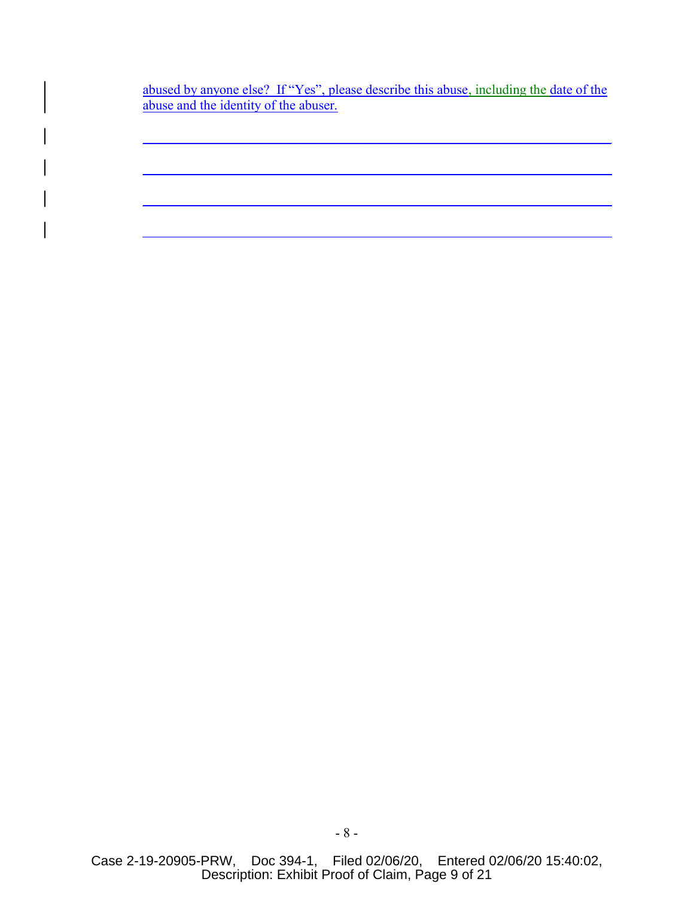abused by anyone else? If "Yes", please describe this abuse, including the date of the abuse and the identity of the abuser.

\_\_\_\_\_\_\_\_\_\_\_\_\_\_\_\_\_\_\_\_\_\_\_\_\_\_\_\_\_\_\_\_\_\_\_\_\_\_\_\_\_\_\_\_\_\_\_\_\_\_\_\_\_\_\_\_\_\_\_\_\_\_\_\_

\_\_\_\_\_\_\_\_\_\_\_\_\_\_\_\_\_\_\_\_\_\_\_\_\_\_\_\_\_\_\_\_\_\_\_\_\_\_\_\_\_\_\_\_\_\_\_\_\_\_\_\_\_\_\_\_\_\_\_\_\_\_\_\_

\_\_\_\_\_\_\_\_\_\_\_\_\_\_\_\_\_\_\_\_\_\_\_\_\_\_\_\_\_\_\_\_\_\_\_\_\_\_\_\_\_\_\_\_\_\_\_\_\_\_\_\_\_\_\_\_\_\_\_\_\_\_\_\_

\_\_\_\_\_\_\_\_\_\_\_\_\_\_\_\_\_\_\_\_\_\_\_\_\_\_\_\_\_\_\_\_\_\_\_\_\_\_\_\_\_\_\_\_\_\_\_\_\_\_\_\_\_\_\_\_\_\_\_\_\_\_\_\_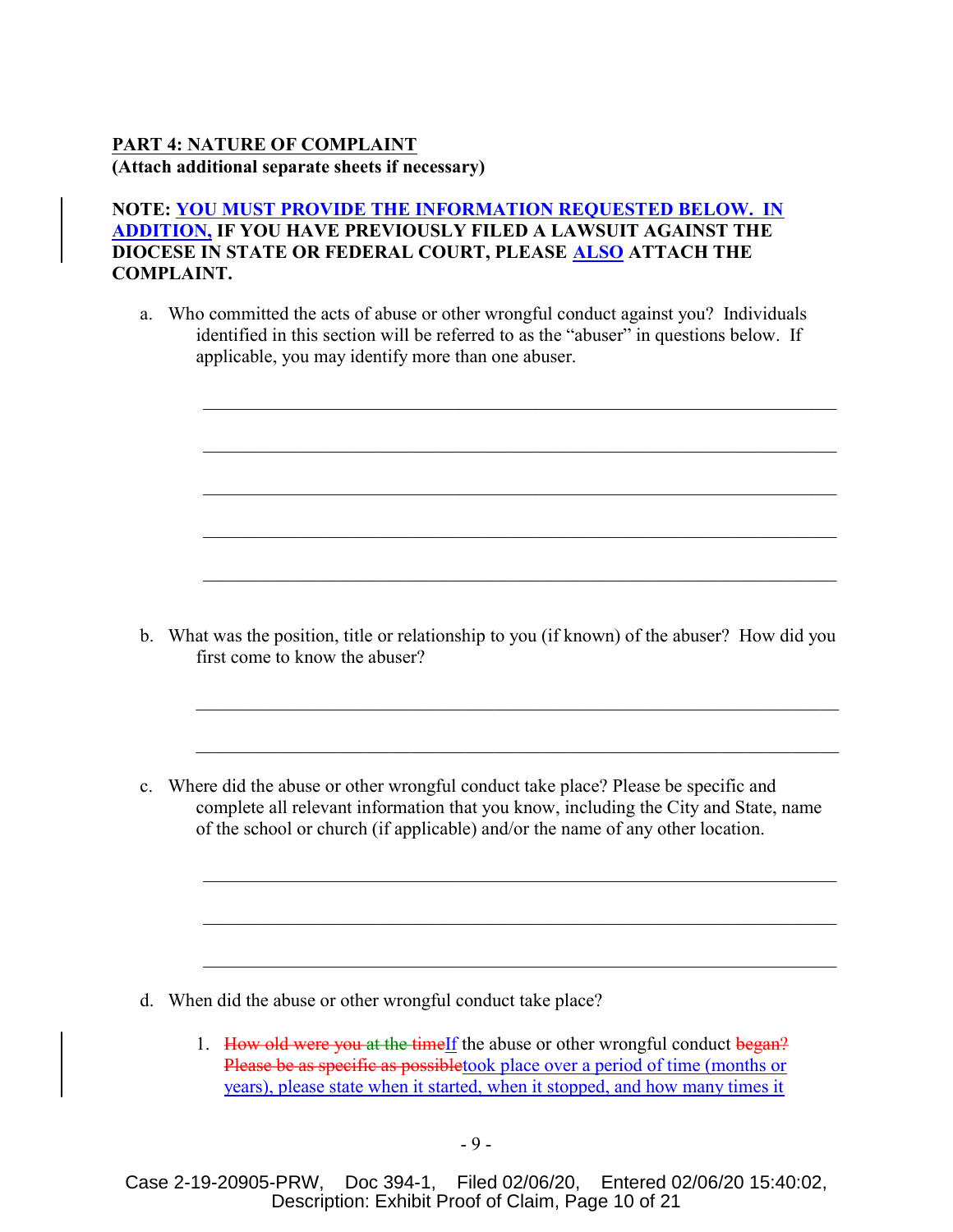**PART 4: NATURE OF COMPLAINT**
**(Attach additional separate sheets if necessary)**

**NOTE: YOU MUST PROVIDE THE INFORMATION REQUESTED BELOW. IN ADDITION, IF YOU HAVE PREVIOUSLY FILED A LAWSUIT AGAINST THE DIOCESE IN STATE OR FEDERAL COURT, PLEASE ALSO ATTACH THE COMPLAINT.**

a. Who committed the acts of abuse or other wrongful conduct against you? Individuals identified in this section will be referred to as the "abuser" in questions below. If applicable, you may identify more than one abuser.

\_\_\_\_\_\_\_\_\_\_\_\_\_\_\_\_\_\_\_\_\_\_\_\_\_\_\_\_\_\_\_\_\_\_\_\_\_\_\_\_\_\_\_\_\_\_\_\_\_\_\_\_\_\_\_\_\_\_\_\_

\_\_\_\_\_\_\_\_\_\_\_\_\_\_\_\_\_\_\_\_\_\_\_\_\_\_\_\_\_\_\_\_\_\_\_\_\_\_\_\_\_\_\_\_\_\_\_\_\_\_\_\_\_\_\_\_\_\_\_\_

\_\_\_\_\_\_\_\_\_\_\_\_\_\_\_\_\_\_\_\_\_\_\_\_\_\_\_\_\_\_\_\_\_\_\_\_\_\_\_\_\_\_\_\_\_\_\_\_\_\_\_\_\_\_\_\_\_\_\_\_

\_\_\_\_\_\_\_\_\_\_\_\_\_\_\_\_\_\_\_\_\_\_\_\_\_\_\_\_\_\_\_\_\_\_\_\_\_\_\_\_\_\_\_\_\_\_\_\_\_\_\_\_\_\_\_\_\_\_\_\_

\_\_\_\_\_\_\_\_\_\_\_\_\_\_\_\_\_\_\_\_\_\_\_\_\_\_\_\_\_\_\_\_\_\_\_\_\_\_\_\_\_\_\_\_\_\_\_\_\_\_\_\_\_\_\_\_\_\_\_\_

b. What was the position, title or relationship to you (if known) of the abuser? How did you first come to know the abuser?

\_\_\_\_\_\_\_\_\_\_\_\_\_\_\_\_\_\_\_\_\_\_\_\_\_\_\_\_\_\_\_\_\_\_\_\_\_\_\_\_\_\_\_\_\_\_\_\_\_\_\_\_\_\_\_\_\_\_\_\_

\_\_\_\_\_\_\_\_\_\_\_\_\_\_\_\_\_\_\_\_\_\_\_\_\_\_\_\_\_\_\_\_\_\_\_\_\_\_\_\_\_\_\_\_\_\_\_\_\_\_\_\_\_\_\_\_\_\_\_\_

c. Where did the abuse or other wrongful conduct take place? Please be specific and complete all relevant information that you know, including the City and State, name of the school or church (if applicable) and/or the name of any other location.

\_\_\_\_\_\_\_\_\_\_\_\_\_\_\_\_\_\_\_\_\_\_\_\_\_\_\_\_\_\_\_\_\_\_\_\_\_\_\_\_\_\_\_\_\_\_\_\_\_\_\_\_\_\_\_\_\_\_\_\_

\_\_\_\_\_\_\_\_\_\_\_\_\_\_\_\_\_\_\_\_\_\_\_\_\_\_\_\_\_\_\_\_\_\_\_\_\_\_\_\_\_\_\_\_\_\_\_\_\_\_\_\_\_\_\_\_\_\_\_\_

\_\_\_\_\_\_\_\_\_\_\_\_\_\_\_\_\_\_\_\_\_\_\_\_\_\_\_\_\_\_\_\_\_\_\_\_\_\_\_\_\_\_\_\_\_\_\_\_\_\_\_\_\_\_\_\_\_\_\_\_

d. When did the abuse or other wrongful conduct take place?

1. ~~How old were you at the time~~If the abuse or other wrongful conduct ~~began? Please be as specific as possible~~took place over a period of time (months or years), please state when it started, when it stopped, and how many times it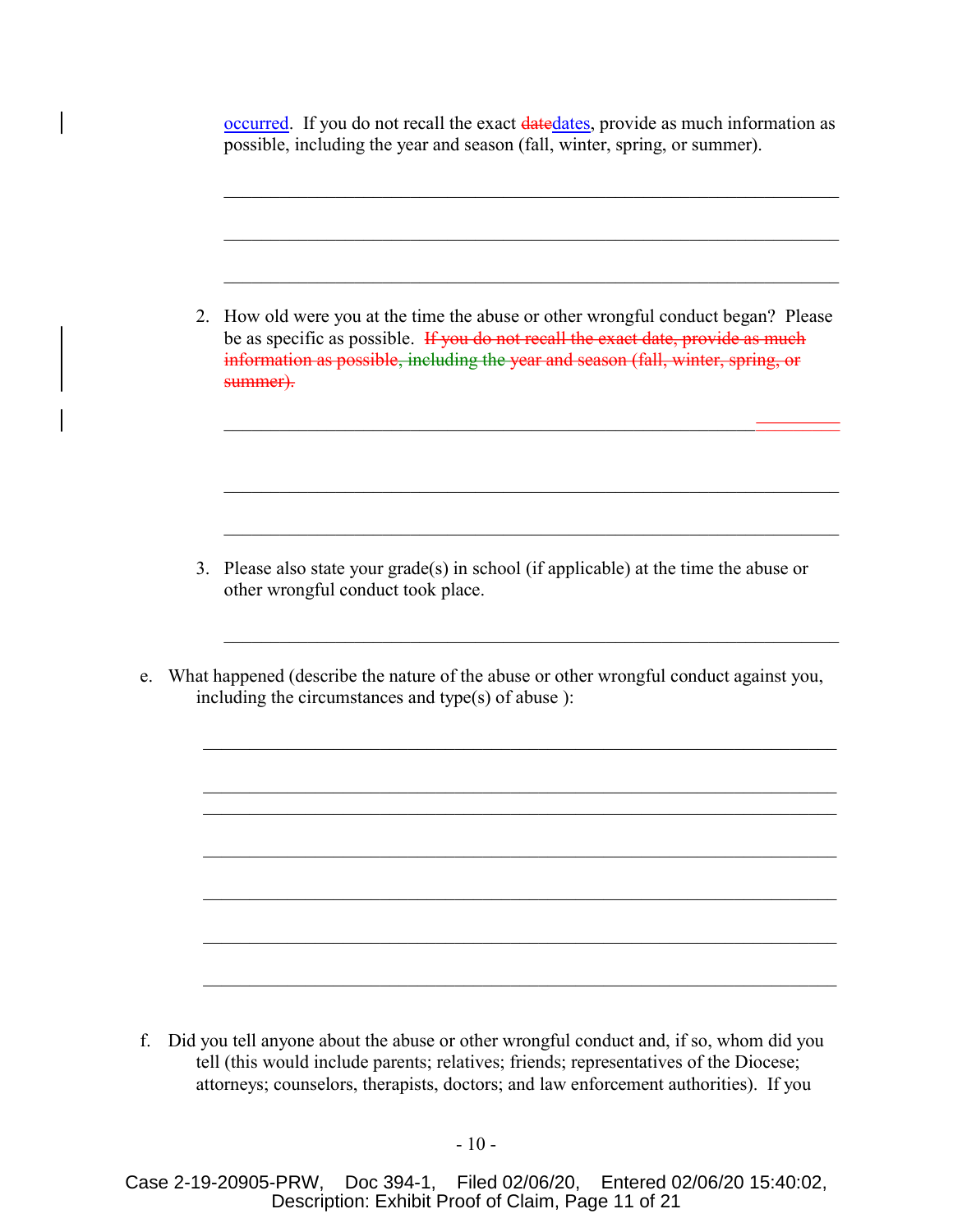occurred. If you do not recall the exact ~~date~~dates, provide as much information as possible, including the year and season (fall, winter, spring, or summer).

______________________________________________________________________

______________________________________________________________________

______________________________________________________________________

2. How old were you at the time the abuse or other wrongful conduct began? Please be as specific as possible. ~~If you do not recall the exact date, provide as much information as possible, including the year and season (fall, winter, spring, or summer).~~

______________________________________________________________________

______________________________________________________________________

______________________________________________________________________

3. Please also state your grade(s) in school (if applicable) at the time the abuse or other wrongful conduct took place.

______________________________________________________________________

e. What happened (describe the nature of the abuse or other wrongful conduct against you, including the circumstances and type(s) of abuse ):

______________________________________________________________________

______________________________________________________________________

______________________________________________________________________

______________________________________________________________________

______________________________________________________________________

______________________________________________________________________

______________________________________________________________________

f. Did you tell anyone about the abuse or other wrongful conduct and, if so, whom did you tell (this would include parents; relatives; friends; representatives of the Diocese; attorneys; counselors, therapists, doctors; and law enforcement authorities). If you

Case 2-19-20905-PRW, Doc 394-1, Filed 02/06/20, Entered 02/06/20 15:40:02, Description: Exhibit Proof of Claim, Page 11 of 21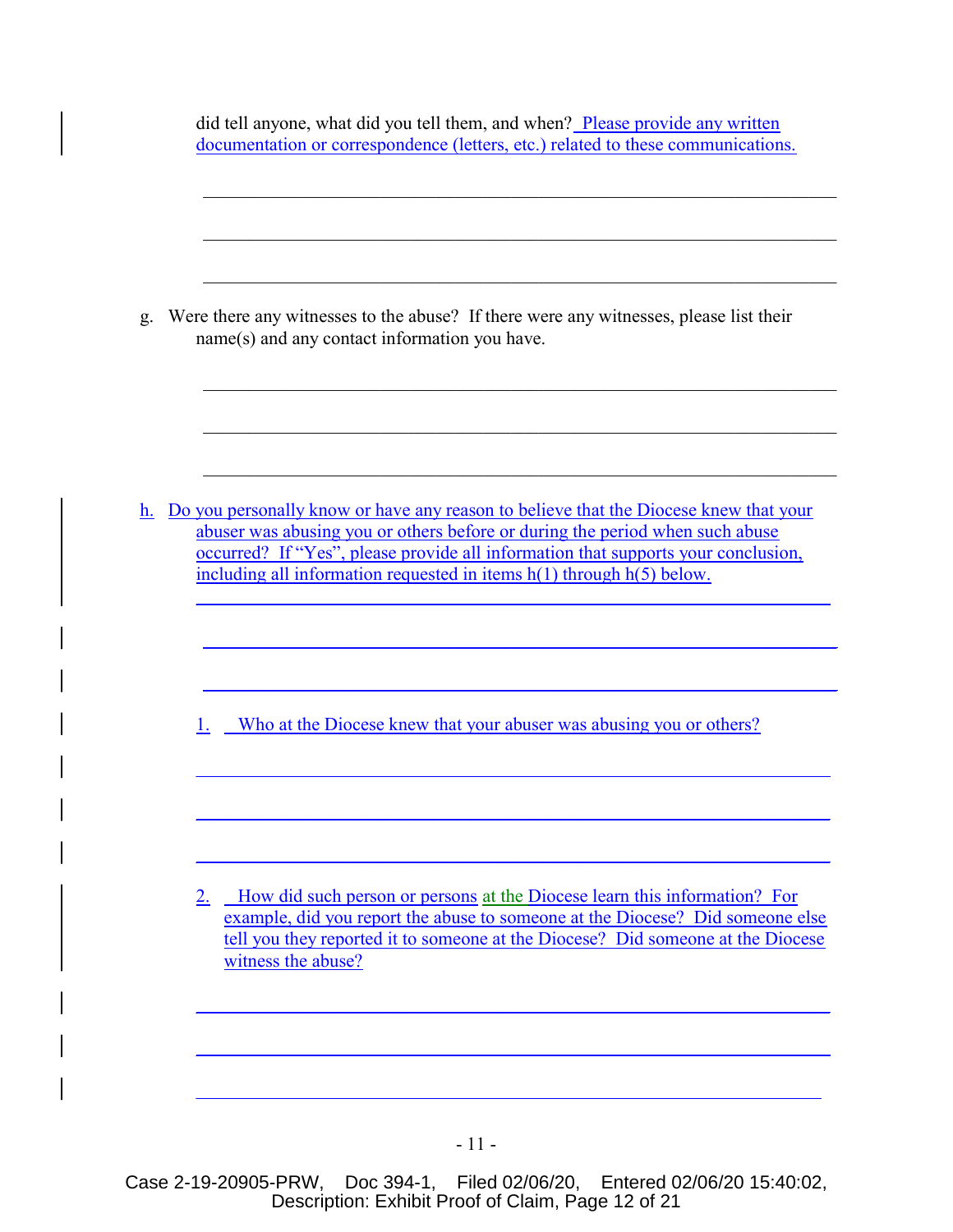did tell anyone, what did you tell them, and when? Please provide any written documentation or correspondence (letters, etc.) related to these communications.

\_\_\_\_\_\_\_\_\_\_\_\_\_\_\_\_\_\_\_\_\_\_\_\_\_\_\_\_\_\_\_\_\_\_\_\_\_\_\_\_\_\_\_\_\_\_\_\_\_\_\_\_\_\_\_\_\_\_\_\_

\_\_\_\_\_\_\_\_\_\_\_\_\_\_\_\_\_\_\_\_\_\_\_\_\_\_\_\_\_\_\_\_\_\_\_\_\_\_\_\_\_\_\_\_\_\_\_\_\_\_\_\_\_\_\_\_\_\_\_\_

\_\_\_\_\_\_\_\_\_\_\_\_\_\_\_\_\_\_\_\_\_\_\_\_\_\_\_\_\_\_\_\_\_\_\_\_\_\_\_\_\_\_\_\_\_\_\_\_\_\_\_\_\_\_\_\_\_\_\_\_

g. Were there any witnesses to the abuse? If there were any witnesses, please list their name(s) and any contact information you have.

\_\_\_\_\_\_\_\_\_\_\_\_\_\_\_\_\_\_\_\_\_\_\_\_\_\_\_\_\_\_\_\_\_\_\_\_\_\_\_\_\_\_\_\_\_\_\_\_\_\_\_\_\_\_\_\_\_\_\_\_

\_\_\_\_\_\_\_\_\_\_\_\_\_\_\_\_\_\_\_\_\_\_\_\_\_\_\_\_\_\_\_\_\_\_\_\_\_\_\_\_\_\_\_\_\_\_\_\_\_\_\_\_\_\_\_\_\_\_\_\_

\_\_\_\_\_\_\_\_\_\_\_\_\_\_\_\_\_\_\_\_\_\_\_\_\_\_\_\_\_\_\_\_\_\_\_\_\_\_\_\_\_\_\_\_\_\_\_\_\_\_\_\_\_\_\_\_\_\_\_\_

h. Do you personally know or have any reason to believe that the Diocese knew that your abuser was abusing you or others before or during the period when such abuse occurred? If "Yes", please provide all information that supports your conclusion, including all information requested in items h(1) through h(5) below.

\_\_\_\_\_\_\_\_\_\_\_\_\_\_\_\_\_\_\_\_\_\_\_\_\_\_\_\_\_\_\_\_\_\_\_\_\_\_\_\_\_\_\_\_\_\_\_\_\_\_\_\_\_\_\_\_\_\_\_\_

\_\_\_\_\_\_\_\_\_\_\_\_\_\_\_\_\_\_\_\_\_\_\_\_\_\_\_\_\_\_\_\_\_\_\_\_\_\_\_\_\_\_\_\_\_\_\_\_\_\_\_\_\_\_\_\_\_\_\_\_

\_\_\_\_\_\_\_\_\_\_\_\_\_\_\_\_\_\_\_\_\_\_\_\_\_\_\_\_\_\_\_\_\_\_\_\_\_\_\_\_\_\_\_\_\_\_\_\_\_\_\_\_\_\_\_\_\_\_\_\_

1. Who at the Diocese knew that your abuser was abusing you or others?

\_\_\_\_\_\_\_\_\_\_\_\_\_\_\_\_\_\_\_\_\_\_\_\_\_\_\_\_\_\_\_\_\_\_\_\_\_\_\_\_\_\_\_\_\_\_\_\_\_\_\_\_\_\_\_\_\_\_\_\_

\_\_\_\_\_\_\_\_\_\_\_\_\_\_\_\_\_\_\_\_\_\_\_\_\_\_\_\_\_\_\_\_\_\_\_\_\_\_\_\_\_\_\_\_\_\_\_\_\_\_\_\_\_\_\_\_\_\_\_\_

\_\_\_\_\_\_\_\_\_\_\_\_\_\_\_\_\_\_\_\_\_\_\_\_\_\_\_\_\_\_\_\_\_\_\_\_\_\_\_\_\_\_\_\_\_\_\_\_\_\_\_\_\_\_\_\_\_\_\_\_

2. How did such person or persons at the Diocese learn this information? For example, did you report the abuse to someone at the Diocese? Did someone else tell you they reported it to someone at the Diocese? Did someone at the Diocese witness the abuse?

\_\_\_\_\_\_\_\_\_\_\_\_\_\_\_\_\_\_\_\_\_\_\_\_\_\_\_\_\_\_\_\_\_\_\_\_\_\_\_\_\_\_\_\_\_\_\_\_\_\_\_\_\_\_\_\_\_\_\_\_

\_\_\_\_\_\_\_\_\_\_\_\_\_\_\_\_\_\_\_\_\_\_\_\_\_\_\_\_\_\_\_\_\_\_\_\_\_\_\_\_\_\_\_\_\_\_\_\_\_\_\_\_\_\_\_\_\_\_\_\_

\_\_\_\_\_\_\_\_\_\_\_\_\_\_\_\_\_\_\_\_\_\_\_\_\_\_\_\_\_\_\_\_\_\_\_\_\_\_\_\_\_\_\_\_\_\_\_\_\_\_\_\_\_\_\_\_\_\_\_\_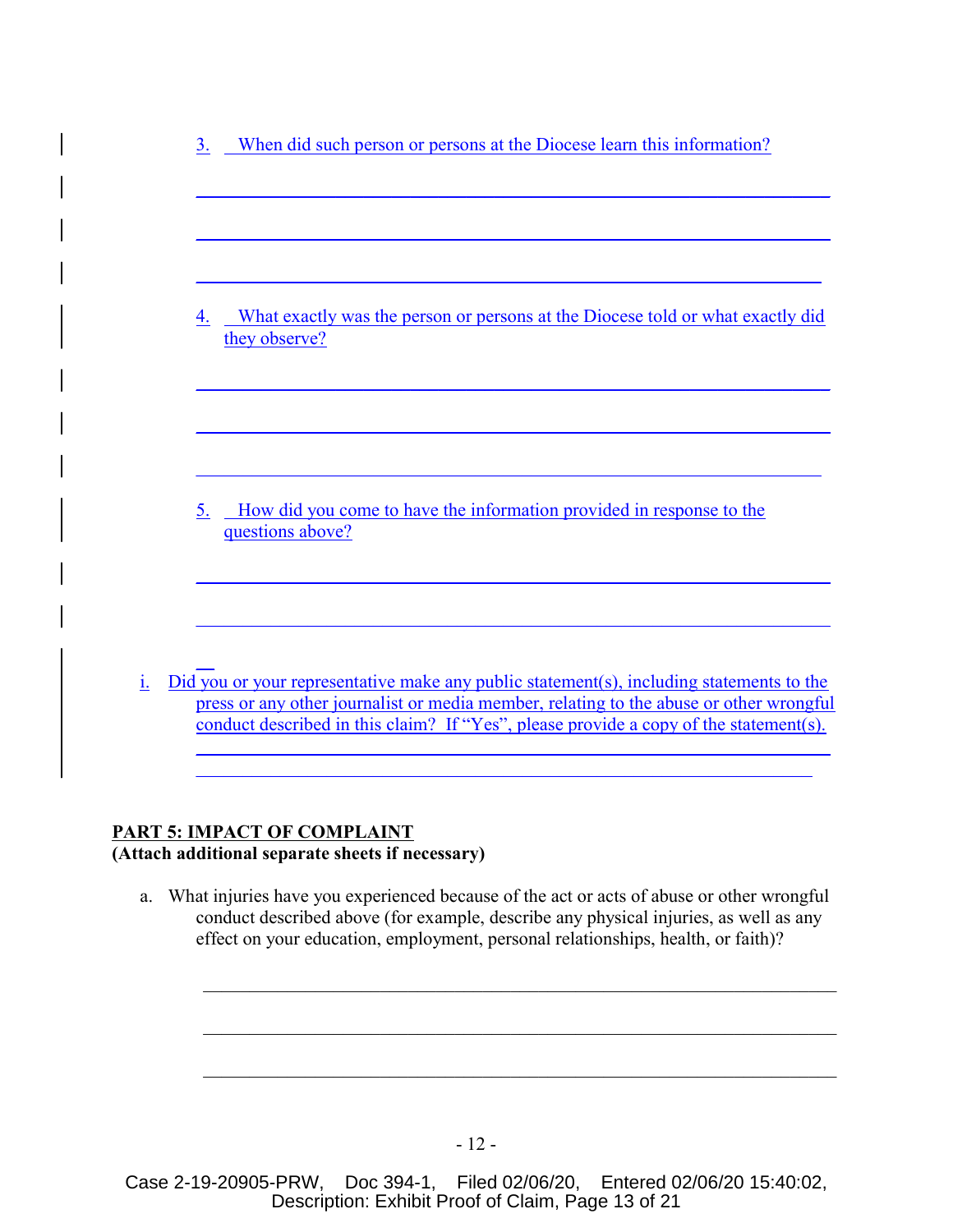3. When did such person or persons at the Diocese learn this information?

_______________________________________________________________

_______________________________________________________________

_______________________________________________________________

4. What exactly was the person or persons at the Diocese told or what exactly did they observe?

_______________________________________________________________

_______________________________________________________________

_______________________________________________________________

5. How did you come to have the information provided in response to the questions above?

_______________________________________________________________

_______________________________________________________________

i. Did you or your representative make any public statement(s), including statements to the press or any other journalist or media member, relating to the abuse or other wrongful conduct described in this claim? If "Yes", please provide a copy of the statement(s).

_______________________________________________________________

_______________________________________________________________

**PART 5: IMPACT OF COMPLAINT**
**(Attach additional separate sheets if necessary)**

a. What injuries have you experienced because of the act or acts of abuse or other wrongful conduct described above (for example, describe any physical injuries, as well as any effect on your education, employment, personal relationships, health, or faith)?

_______________________________________________________________

_______________________________________________________________

_______________________________________________________________

Case 2-19-20905-PRW, Doc 394-1, Filed 02/06/20, Entered 02/06/20 15:40:02, Description: Exhibit Proof of Claim, Page 13 of 21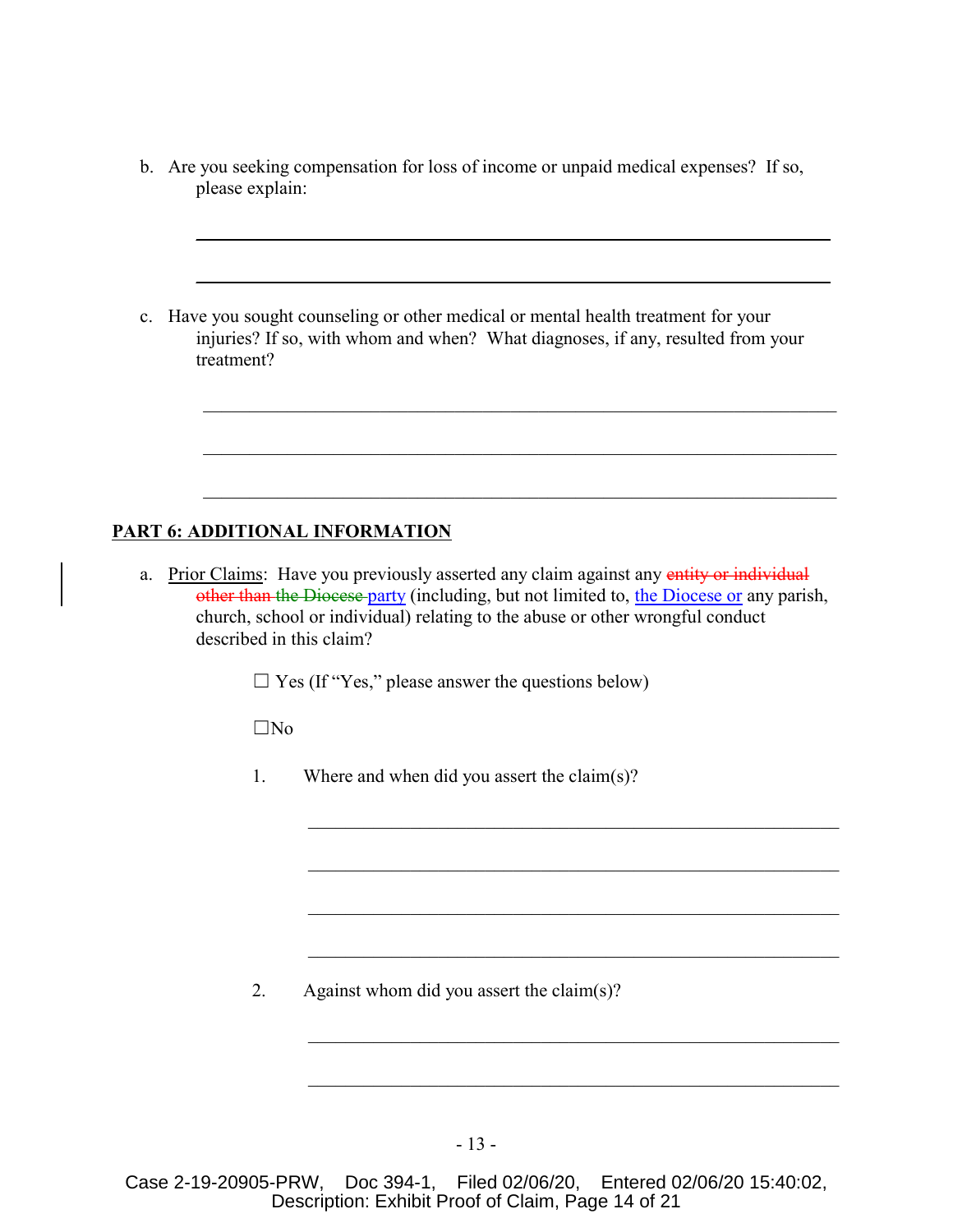b. Are you seeking compensation for loss of income or unpaid medical expenses? If so, please explain:

\_\_\_\_\_\_\_\_\_\_\_\_\_\_\_\_\_\_\_\_\_\_\_\_\_\_\_\_\_\_\_\_\_\_\_\_\_\_\_\_\_\_\_\_\_\_\_\_\_\_\_\_\_\_\_\_\_\_\_\_\_\_\_\_\_\_

\_\_\_\_\_\_\_\_\_\_\_\_\_\_\_\_\_\_\_\_\_\_\_\_\_\_\_\_\_\_\_\_\_\_\_\_\_\_\_\_\_\_\_\_\_\_\_\_\_\_\_\_\_\_\_\_\_\_\_\_\_\_\_\_\_\_

c. Have you sought counseling or other medical or mental health treatment for your injuries? If so, with whom and when? What diagnoses, if any, resulted from your treatment?

\_\_\_\_\_\_\_\_\_\_\_\_\_\_\_\_\_\_\_\_\_\_\_\_\_\_\_\_\_\_\_\_\_\_\_\_\_\_\_\_\_\_\_\_\_\_\_\_\_\_\_\_\_\_\_\_\_\_\_\_\_\_\_\_\_\_

\_\_\_\_\_\_\_\_\_\_\_\_\_\_\_\_\_\_\_\_\_\_\_\_\_\_\_\_\_\_\_\_\_\_\_\_\_\_\_\_\_\_\_\_\_\_\_\_\_\_\_\_\_\_\_\_\_\_\_\_\_\_\_\_\_\_

\_\_\_\_\_\_\_\_\_\_\_\_\_\_\_\_\_\_\_\_\_\_\_\_\_\_\_\_\_\_\_\_\_\_\_\_\_\_\_\_\_\_\_\_\_\_\_\_\_\_\_\_\_\_\_\_\_\_\_\_\_\_\_\_\_\_

## PART 6: ADDITIONAL INFORMATION

a. Prior Claims: Have you previously asserted any claim against any ~~entity or individual other than the Diocese~~ party (including, but not limited to, the Diocese or any parish, church, school or individual) relating to the abuse or other wrongful conduct described in this claim?

☐ Yes (If "Yes," please answer the questions below)

☐No

1. Where and when did you assert the claim(s)?

\_\_\_\_\_\_\_\_\_\_\_\_\_\_\_\_\_\_\_\_\_\_\_\_\_\_\_\_\_\_\_\_\_\_\_\_\_\_\_\_\_\_\_\_\_\_\_\_\_\_\_\_\_\_\_\_\_\_

\_\_\_\_\_\_\_\_\_\_\_\_\_\_\_\_\_\_\_\_\_\_\_\_\_\_\_\_\_\_\_\_\_\_\_\_\_\_\_\_\_\_\_\_\_\_\_\_\_\_\_\_\_\_\_\_\_\_

\_\_\_\_\_\_\_\_\_\_\_\_\_\_\_\_\_\_\_\_\_\_\_\_\_\_\_\_\_\_\_\_\_\_\_\_\_\_\_\_\_\_\_\_\_\_\_\_\_\_\_\_\_\_\_\_\_\_

\_\_\_\_\_\_\_\_\_\_\_\_\_\_\_\_\_\_\_\_\_\_\_\_\_\_\_\_\_\_\_\_\_\_\_\_\_\_\_\_\_\_\_\_\_\_\_\_\_\_\_\_\_\_\_\_\_\_

2. Against whom did you assert the claim(s)?

\_\_\_\_\_\_\_\_\_\_\_\_\_\_\_\_\_\_\_\_\_\_\_\_\_\_\_\_\_\_\_\_\_\_\_\_\_\_\_\_\_\_\_\_\_\_\_\_\_\_\_\_\_\_\_\_\_\_

\_\_\_\_\_\_\_\_\_\_\_\_\_\_\_\_\_\_\_\_\_\_\_\_\_\_\_\_\_\_\_\_\_\_\_\_\_\_\_\_\_\_\_\_\_\_\_\_\_\_\_\_\_\_\_\_\_\_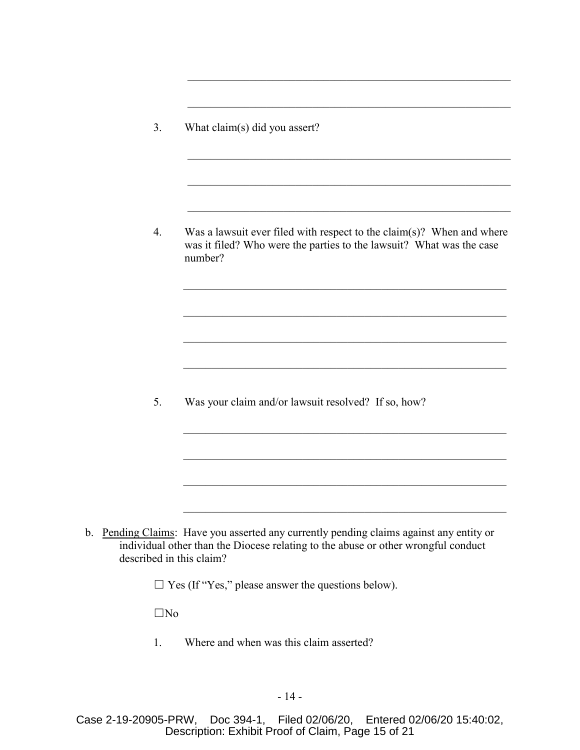______________________________________________________________

______________________________________________________________

3. What claim(s) did you assert?

______________________________________________________________

______________________________________________________________

______________________________________________________________

4. Was a lawsuit ever filed with respect to the claim(s)? When and where was it filed? Who were the parties to the lawsuit? What was the case number?

______________________________________________________________

______________________________________________________________

______________________________________________________________

______________________________________________________________

5. Was your claim and/or lawsuit resolved? If so, how?

______________________________________________________________

______________________________________________________________

______________________________________________________________

______________________________________________________________

b. <u>Pending Claims</u>: Have you asserted any currently pending claims against any entity or individual other than the Diocese relating to the abuse or other wrongful conduct described in this claim?

☐ Yes (If "Yes," please answer the questions below).

☐No

1. Where and when was this claim asserted?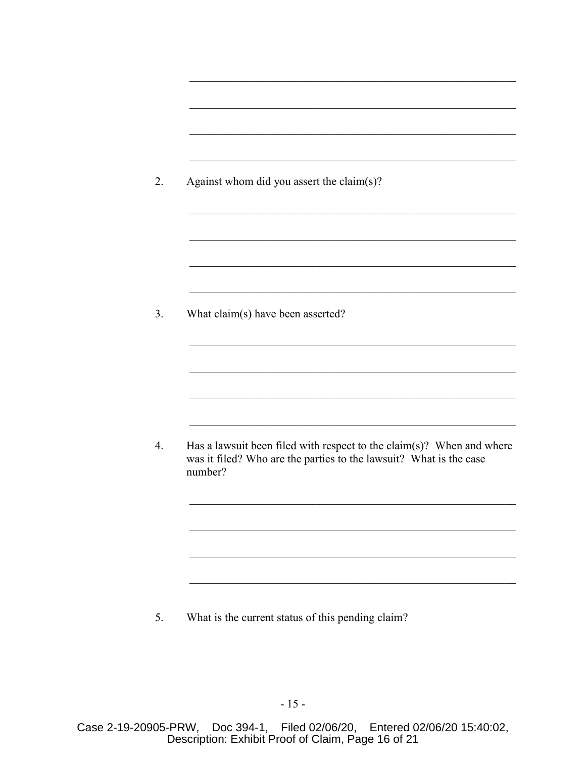\_\_\_\_\_\_\_\_\_\_\_\_\_\_\_\_\_\_\_\_\_\_\_\_\_\_\_\_\_\_\_\_\_\_\_\_\_\_\_\_\_\_\_\_\_\_\_\_\_\_\_\_\_\_\_\_

\_\_\_\_\_\_\_\_\_\_\_\_\_\_\_\_\_\_\_\_\_\_\_\_\_\_\_\_\_\_\_\_\_\_\_\_\_\_\_\_\_\_\_\_\_\_\_\_\_\_\_\_\_\_\_\_

\_\_\_\_\_\_\_\_\_\_\_\_\_\_\_\_\_\_\_\_\_\_\_\_\_\_\_\_\_\_\_\_\_\_\_\_\_\_\_\_\_\_\_\_\_\_\_\_\_\_\_\_\_\_\_\_

\_\_\_\_\_\_\_\_\_\_\_\_\_\_\_\_\_\_\_\_\_\_\_\_\_\_\_\_\_\_\_\_\_\_\_\_\_\_\_\_\_\_\_\_\_\_\_\_\_\_\_\_\_\_\_\_

2. Against whom did you assert the claim(s)?

\_\_\_\_\_\_\_\_\_\_\_\_\_\_\_\_\_\_\_\_\_\_\_\_\_\_\_\_\_\_\_\_\_\_\_\_\_\_\_\_\_\_\_\_\_\_\_\_\_\_\_\_\_\_\_\_

\_\_\_\_\_\_\_\_\_\_\_\_\_\_\_\_\_\_\_\_\_\_\_\_\_\_\_\_\_\_\_\_\_\_\_\_\_\_\_\_\_\_\_\_\_\_\_\_\_\_\_\_\_\_\_\_

\_\_\_\_\_\_\_\_\_\_\_\_\_\_\_\_\_\_\_\_\_\_\_\_\_\_\_\_\_\_\_\_\_\_\_\_\_\_\_\_\_\_\_\_\_\_\_\_\_\_\_\_\_\_\_\_

\_\_\_\_\_\_\_\_\_\_\_\_\_\_\_\_\_\_\_\_\_\_\_\_\_\_\_\_\_\_\_\_\_\_\_\_\_\_\_\_\_\_\_\_\_\_\_\_\_\_\_\_\_\_\_\_

3. What claim(s) have been asserted?

\_\_\_\_\_\_\_\_\_\_\_\_\_\_\_\_\_\_\_\_\_\_\_\_\_\_\_\_\_\_\_\_\_\_\_\_\_\_\_\_\_\_\_\_\_\_\_\_\_\_\_\_\_\_\_\_

\_\_\_\_\_\_\_\_\_\_\_\_\_\_\_\_\_\_\_\_\_\_\_\_\_\_\_\_\_\_\_\_\_\_\_\_\_\_\_\_\_\_\_\_\_\_\_\_\_\_\_\_\_\_\_\_

\_\_\_\_\_\_\_\_\_\_\_\_\_\_\_\_\_\_\_\_\_\_\_\_\_\_\_\_\_\_\_\_\_\_\_\_\_\_\_\_\_\_\_\_\_\_\_\_\_\_\_\_\_\_\_\_

\_\_\_\_\_\_\_\_\_\_\_\_\_\_\_\_\_\_\_\_\_\_\_\_\_\_\_\_\_\_\_\_\_\_\_\_\_\_\_\_\_\_\_\_\_\_\_\_\_\_\_\_\_\_\_\_

4. Has a lawsuit been filed with respect to the claim(s)? When and where was it filed? Who are the parties to the lawsuit? What is the case number?

\_\_\_\_\_\_\_\_\_\_\_\_\_\_\_\_\_\_\_\_\_\_\_\_\_\_\_\_\_\_\_\_\_\_\_\_\_\_\_\_\_\_\_\_\_\_\_\_\_\_\_\_\_\_\_\_

\_\_\_\_\_\_\_\_\_\_\_\_\_\_\_\_\_\_\_\_\_\_\_\_\_\_\_\_\_\_\_\_\_\_\_\_\_\_\_\_\_\_\_\_\_\_\_\_\_\_\_\_\_\_\_\_

\_\_\_\_\_\_\_\_\_\_\_\_\_\_\_\_\_\_\_\_\_\_\_\_\_\_\_\_\_\_\_\_\_\_\_\_\_\_\_\_\_\_\_\_\_\_\_\_\_\_\_\_\_\_\_\_

\_\_\_\_\_\_\_\_\_\_\_\_\_\_\_\_\_\_\_\_\_\_\_\_\_\_\_\_\_\_\_\_\_\_\_\_\_\_\_\_\_\_\_\_\_\_\_\_\_\_\_\_\_\_\_\_

5. What is the current status of this pending claim?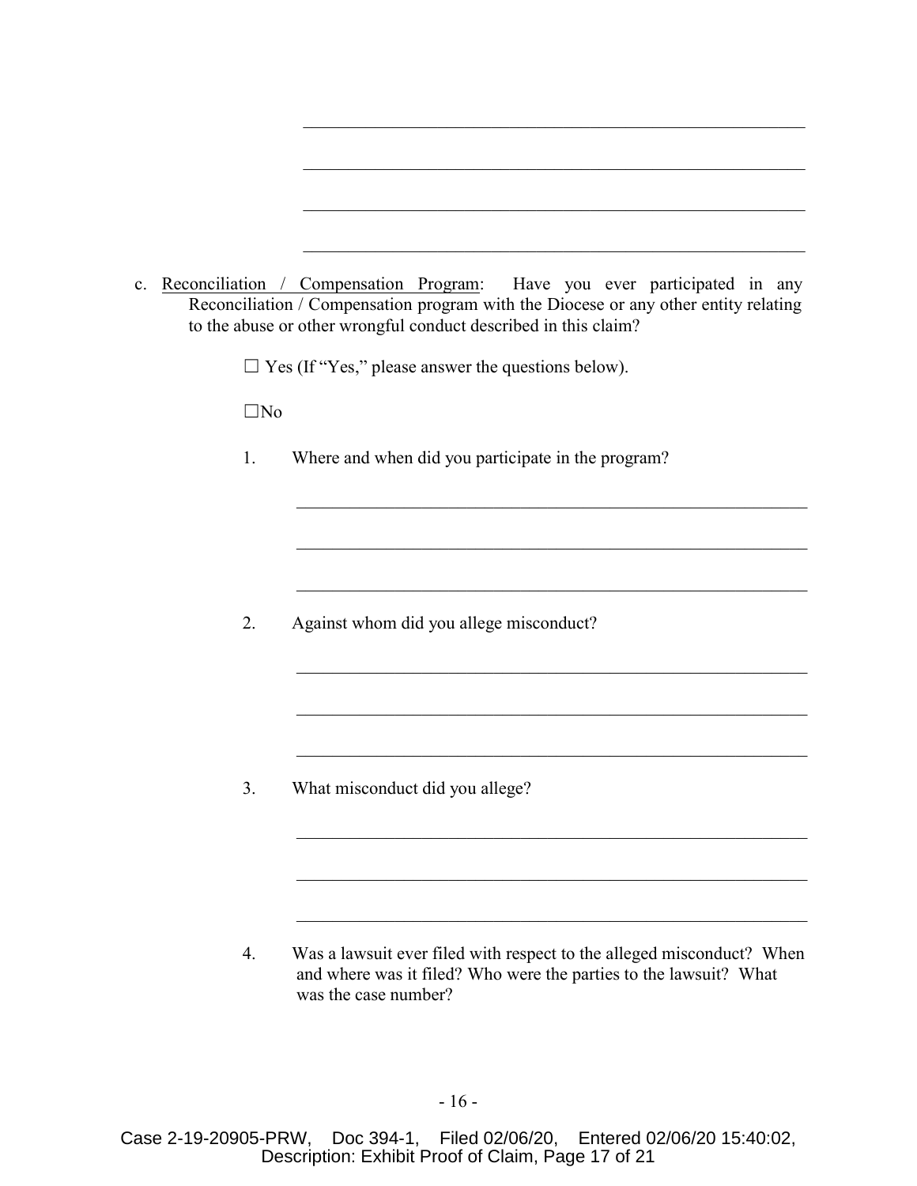\_\_\_\_\_\_\_\_\_\_\_\_\_\_\_\_\_\_\_\_\_\_\_\_\_\_\_\_\_\_\_\_\_\_\_\_\_\_\_\_\_\_\_\_\_\_\_\_\_\_\_\_\_\_\_\_\_\_

\_\_\_\_\_\_\_\_\_\_\_\_\_\_\_\_\_\_\_\_\_\_\_\_\_\_\_\_\_\_\_\_\_\_\_\_\_\_\_\_\_\_\_\_\_\_\_\_\_\_\_\_\_\_\_\_\_\_

\_\_\_\_\_\_\_\_\_\_\_\_\_\_\_\_\_\_\_\_\_\_\_\_\_\_\_\_\_\_\_\_\_\_\_\_\_\_\_\_\_\_\_\_\_\_\_\_\_\_\_\_\_\_\_\_\_\_

\_\_\_\_\_\_\_\_\_\_\_\_\_\_\_\_\_\_\_\_\_\_\_\_\_\_\_\_\_\_\_\_\_\_\_\_\_\_\_\_\_\_\_\_\_\_\_\_\_\_\_\_\_\_\_\_\_\_

c. <u>Reconciliation / Compensation Program</u>: Have you ever participated in any Reconciliation / Compensation program with the Diocese or any other entity relating to the abuse or other wrongful conduct described in this claim?

☐ Yes (If "Yes," please answer the questions below).

☐No

1. Where and when did you participate in the program?

\_\_\_\_\_\_\_\_\_\_\_\_\_\_\_\_\_\_\_\_\_\_\_\_\_\_\_\_\_\_\_\_\_\_\_\_\_\_\_\_\_\_\_\_\_\_\_\_\_\_\_\_\_\_\_\_\_\_

\_\_\_\_\_\_\_\_\_\_\_\_\_\_\_\_\_\_\_\_\_\_\_\_\_\_\_\_\_\_\_\_\_\_\_\_\_\_\_\_\_\_\_\_\_\_\_\_\_\_\_\_\_\_\_\_\_\_

\_\_\_\_\_\_\_\_\_\_\_\_\_\_\_\_\_\_\_\_\_\_\_\_\_\_\_\_\_\_\_\_\_\_\_\_\_\_\_\_\_\_\_\_\_\_\_\_\_\_\_\_\_\_\_\_\_\_

2. Against whom did you allege misconduct?

\_\_\_\_\_\_\_\_\_\_\_\_\_\_\_\_\_\_\_\_\_\_\_\_\_\_\_\_\_\_\_\_\_\_\_\_\_\_\_\_\_\_\_\_\_\_\_\_\_\_\_\_\_\_\_\_\_\_

\_\_\_\_\_\_\_\_\_\_\_\_\_\_\_\_\_\_\_\_\_\_\_\_\_\_\_\_\_\_\_\_\_\_\_\_\_\_\_\_\_\_\_\_\_\_\_\_\_\_\_\_\_\_\_\_\_\_

\_\_\_\_\_\_\_\_\_\_\_\_\_\_\_\_\_\_\_\_\_\_\_\_\_\_\_\_\_\_\_\_\_\_\_\_\_\_\_\_\_\_\_\_\_\_\_\_\_\_\_\_\_\_\_\_\_\_

3. What misconduct did you allege?

\_\_\_\_\_\_\_\_\_\_\_\_\_\_\_\_\_\_\_\_\_\_\_\_\_\_\_\_\_\_\_\_\_\_\_\_\_\_\_\_\_\_\_\_\_\_\_\_\_\_\_\_\_\_\_\_\_\_

\_\_\_\_\_\_\_\_\_\_\_\_\_\_\_\_\_\_\_\_\_\_\_\_\_\_\_\_\_\_\_\_\_\_\_\_\_\_\_\_\_\_\_\_\_\_\_\_\_\_\_\_\_\_\_\_\_\_

\_\_\_\_\_\_\_\_\_\_\_\_\_\_\_\_\_\_\_\_\_\_\_\_\_\_\_\_\_\_\_\_\_\_\_\_\_\_\_\_\_\_\_\_\_\_\_\_\_\_\_\_\_\_\_\_\_\_

4. Was a lawsuit ever filed with respect to the alleged misconduct? When and where was it filed? Who were the parties to the lawsuit? What was the case number?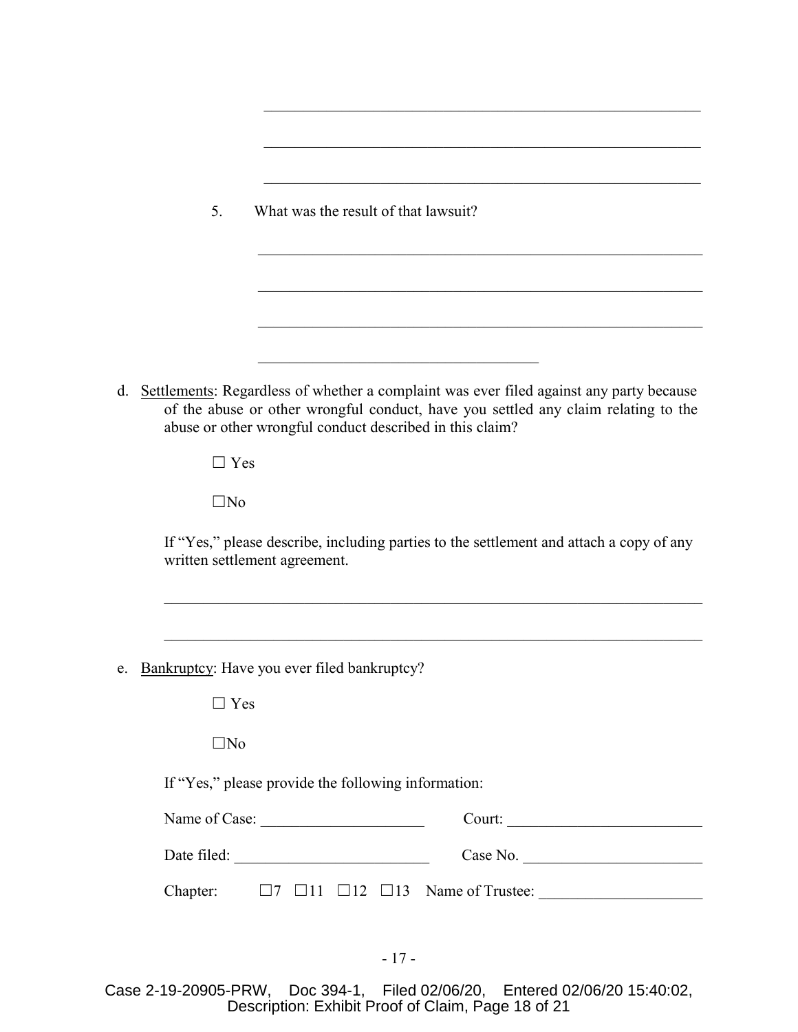\_\_\_\_\_\_\_\_\_\_\_\_\_\_\_\_\_\_\_\_\_\_\_\_\_\_\_\_\_\_\_\_\_\_\_\_\_\_\_\_\_\_\_\_\_\_\_\_\_\_\_\_\_\_\_\_

\_\_\_\_\_\_\_\_\_\_\_\_\_\_\_\_\_\_\_\_\_\_\_\_\_\_\_\_\_\_\_\_\_\_\_\_\_\_\_\_\_\_\_\_\_\_\_\_\_\_\_\_\_\_\_\_

\_\_\_\_\_\_\_\_\_\_\_\_\_\_\_\_\_\_\_\_\_\_\_\_\_\_\_\_\_\_\_\_\_\_\_\_\_\_\_\_\_\_\_\_\_\_\_\_\_\_\_\_\_\_\_\_

5. What was the result of that lawsuit?

\_\_\_\_\_\_\_\_\_\_\_\_\_\_\_\_\_\_\_\_\_\_\_\_\_\_\_\_\_\_\_\_\_\_\_\_\_\_\_\_\_\_\_\_\_\_\_\_\_\_\_\_\_\_\_\_

\_\_\_\_\_\_\_\_\_\_\_\_\_\_\_\_\_\_\_\_\_\_\_\_\_\_\_\_\_\_\_\_\_\_\_\_\_\_\_\_\_\_\_\_\_\_\_\_\_\_\_\_\_\_\_\_

\_\_\_\_\_\_\_\_\_\_\_\_\_\_\_\_\_\_\_\_\_\_\_\_\_\_\_\_\_\_\_\_\_\_\_\_\_\_\_\_\_\_\_\_\_\_\_\_\_\_\_\_\_\_\_\_

\_\_\_\_\_\_\_\_\_\_\_\_\_\_\_\_\_\_\_\_\_\_\_\_\_\_\_\_\_\_\_\_\_\_\_\_\_

d. Settlements: Regardless of whether a complaint was ever filed against any party because of the abuse or other wrongful conduct, have you settled any claim relating to the abuse or other wrongful conduct described in this claim?

☐ Yes

☐ No

If "Yes," please describe, including parties to the settlement and attach a copy of any written settlement agreement.

\_\_\_\_\_\_\_\_\_\_\_\_\_\_\_\_\_\_\_\_\_\_\_\_\_\_\_\_\_\_\_\_\_\_\_\_\_\_\_\_\_\_\_\_\_\_\_\_\_\_\_\_\_\_\_\_\_\_\_\_\_\_\_\_

\_\_\_\_\_\_\_\_\_\_\_\_\_\_\_\_\_\_\_\_\_\_\_\_\_\_\_\_\_\_\_\_\_\_\_\_\_\_\_\_\_\_\_\_\_\_\_\_\_\_\_\_\_\_\_\_\_\_\_\_\_\_\_\_

e. Bankruptcy: Have you ever filed bankruptcy?

☐ Yes

☐ No

If "Yes," please provide the following information:

Name of Case: \_\_\_\_\_\_\_\_\_\_\_\_\_\_\_\_\_\_\_\_\_\_ Court: \_\_\_\_\_\_\_\_\_\_\_\_\_\_\_\_\_\_\_\_\_\_\_\_\_\_

Date filed: \_\_\_\_\_\_\_\_\_\_\_\_\_\_\_\_\_\_\_\_\_\_\_\_\_\_ Case No. \_\_\_\_\_\_\_\_\_\_\_\_\_\_\_\_\_\_\_\_\_\_\_\_\_

Chapter: ☐7 ☐11 ☐12 ☐13 Name of Trustee: \_\_\_\_\_\_\_\_\_\_\_\_\_\_\_\_\_\_\_\_\_\_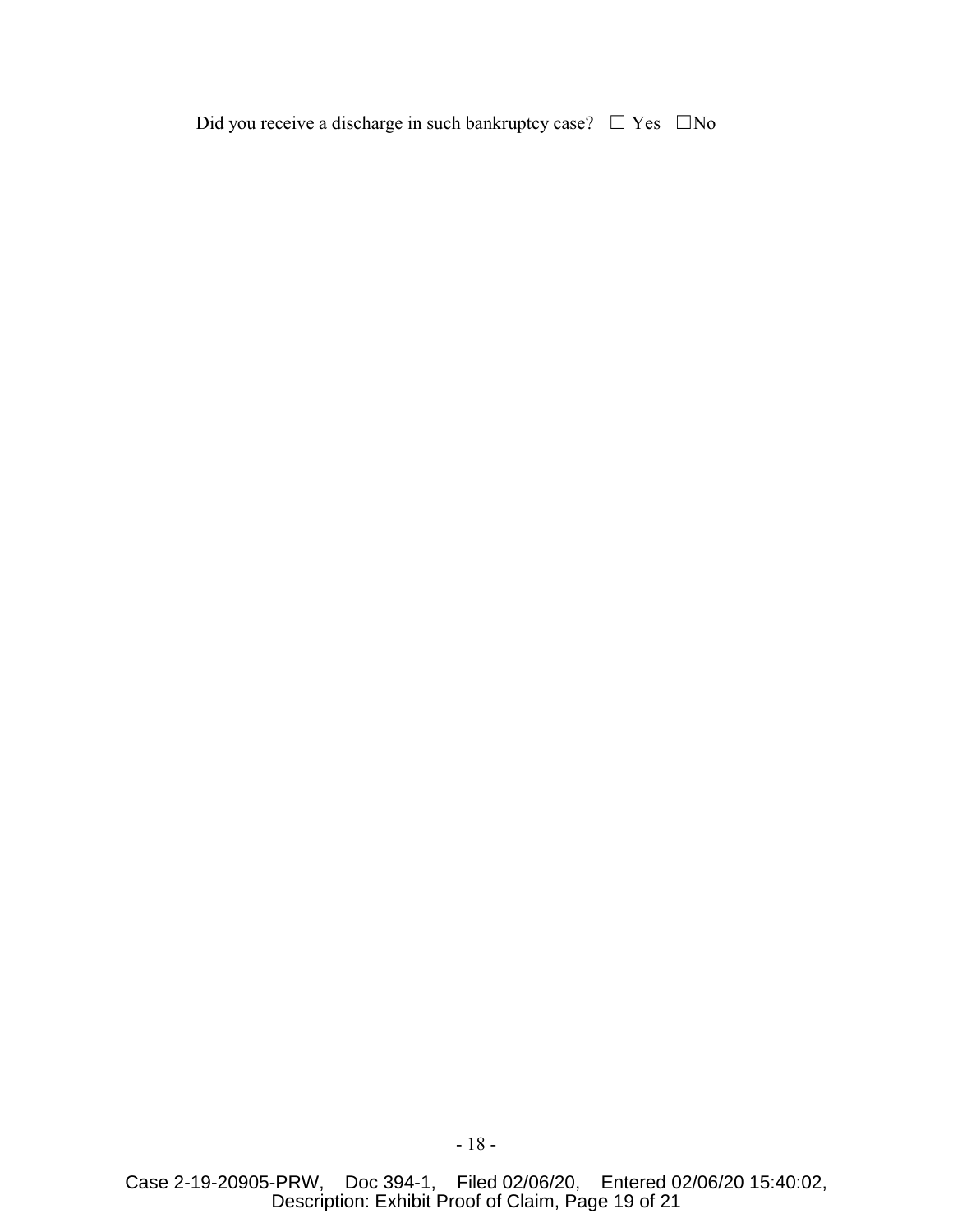Did you receive a discharge in such bankruptcy case? ☐ Yes ☐No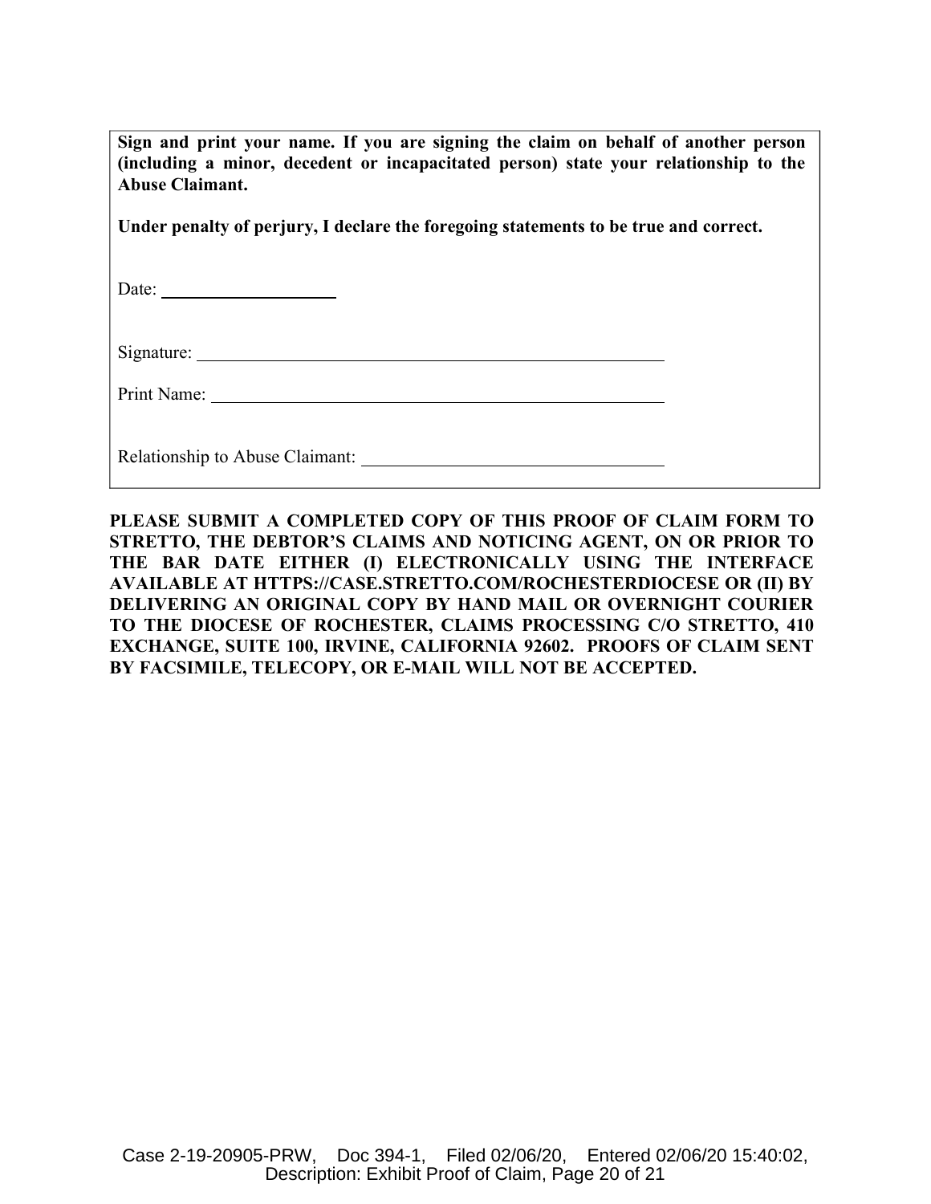**Sign and print your name. If you are signing the claim on behalf of another person (including a minor, decedent or incapacitated person) state your relationship to the Abuse Claimant.**

**Under penalty of perjury, I declare the foregoing statements to be true and correct.**

Date: ____________________

Signature: ______________________________________________________

Print Name: _____________________________________________________

Relationship to Abuse Claimant: __________________________________

**PLEASE SUBMIT A COMPLETED COPY OF THIS PROOF OF CLAIM FORM TO STRETTO, THE DEBTOR'S CLAIMS AND NOTICING AGENT, ON OR PRIOR TO THE BAR DATE EITHER (I) ELECTRONICALLY USING THE INTERFACE AVAILABLE AT HTTPS://CASE.STRETTO.COM/ROCHESTERDIOCESE OR (II) BY DELIVERING AN ORIGINAL COPY BY HAND MAIL OR OVERNIGHT COURIER TO THE DIOCESE OF ROCHESTER, CLAIMS PROCESSING C/O STRETTO, 410 EXCHANGE, SUITE 100, IRVINE, CALIFORNIA 92602. PROOFS OF CLAIM SENT BY FACSIMILE, TELECOPY, OR E-MAIL WILL NOT BE ACCEPTED.**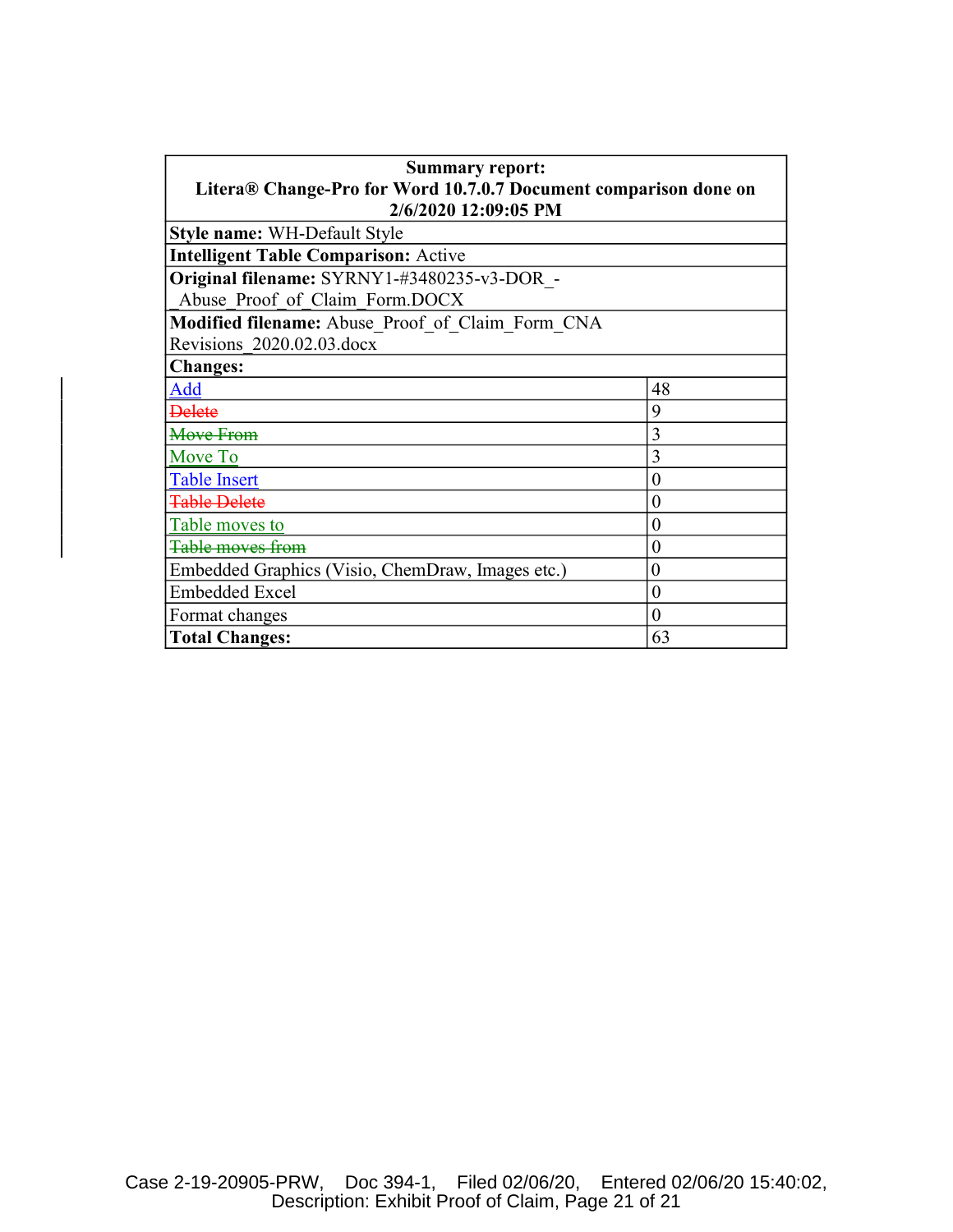| **Summary report:**<br>**Litera® Change-Pro for Word 10.7.0.7 Document comparison done on 2/6/2020 12:09:05 PM** | |
|---|---|
| **Style name:** WH-Default Style | |
| **Intelligent Table Comparison:** Active | |
| **Original filename:** SYRNY1-#3480235-v3-DOR_-_Abuse_Proof_of_Claim_Form.DOCX | |
| **Modified filename:** Abuse_Proof_of_Claim_Form_CNA Revisions_2020.02.03.docx | |
| **Changes:** | |
| Add | 48 |
| ~~Delete~~ | 9 |
| ~~Move From~~ | 3 |
| Move To | 3 |
| Table Insert | 0 |
| ~~Table Delete~~ | 0 |
| Table moves to | 0 |
| ~~Table moves from~~ | 0 |
| Embedded Graphics (Visio, ChemDraw, Images etc.) | 0 |
| Embedded Excel | 0 |
| Format changes | 0 |
| **Total Changes:** | 63 |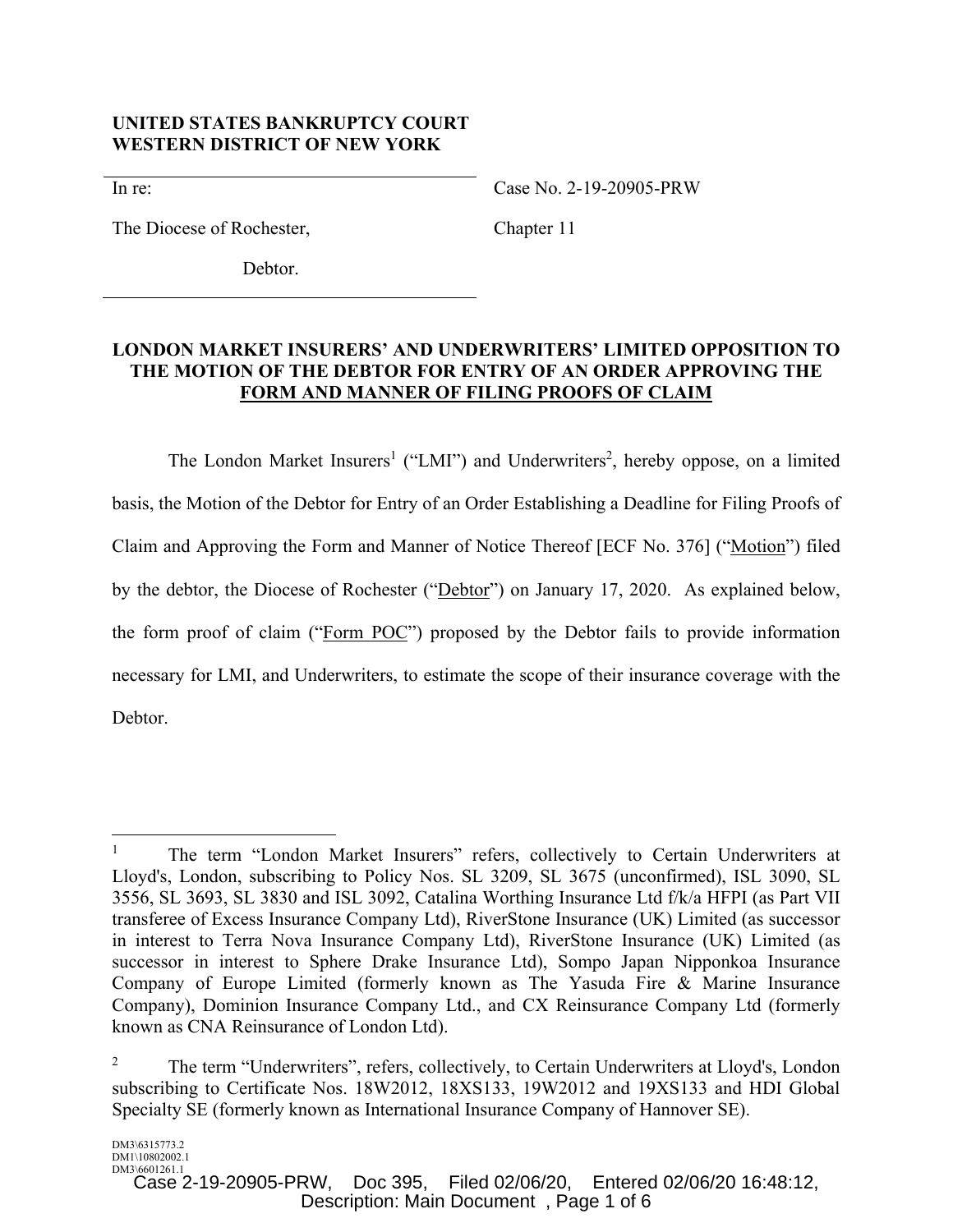**UNITED STATES BANKRUPTCY COURT**
**WESTERN DISTRICT OF NEW YORK**

In re:

The Diocese of Rochester,

Debtor.

Case No. 2-19-20905-PRW

Chapter 11

**LONDON MARKET INSURERS' AND UNDERWRITERS' LIMITED OPPOSITION TO THE MOTION OF THE DEBTOR FOR ENTRY OF AN ORDER APPROVING THE FORM AND MANNER OF FILING PROOFS OF CLAIM**

The London Market Insurers[1] ("LMI") and Underwriters[2], hereby oppose, on a limited basis, the Motion of the Debtor for Entry of an Order Establishing a Deadline for Filing Proofs of Claim and Approving the Form and Manner of Notice Thereof [ECF No. 376] ("Motion") filed by the debtor, the Diocese of Rochester ("Debtor") on January 17, 2020. As explained below, the form proof of claim ("Form POC") proposed by the Debtor fails to provide information necessary for LMI, and Underwriters, to estimate the scope of their insurance coverage with the Debtor.

---

[1] The term "London Market Insurers" refers, collectively to Certain Underwriters at Lloyd's, London, subscribing to Policy Nos. SL 3209, SL 3675 (unconfirmed), ISL 3090, SL 3556, SL 3693, SL 3830 and ISL 3092, Catalina Worthing Insurance Ltd f/k/a HFPI (as Part VII transferee of Excess Insurance Company Ltd), RiverStone Insurance (UK) Limited (as successor in interest to Terra Nova Insurance Company Ltd), RiverStone Insurance (UK) Limited (as successor in interest to Sphere Drake Insurance Ltd), Sompo Japan Nipponkoa Insurance Company of Europe Limited (formerly known as The Yasuda Fire & Marine Insurance Company), Dominion Insurance Company Ltd., and CX Reinsurance Company Ltd (formerly known as CNA Reinsurance of London Ltd).

[2] The term "Underwriters", refers, collectively, to Certain Underwriters at Lloyd's, London subscribing to Certificate Nos. 18W2012, 18XS133, 19W2012 and 19XS133 and HDI Global Specialty SE (formerly known as International Insurance Company of Hannover SE).

DM3\6315773.2
DM1\10802002.1
DM3\6601261.1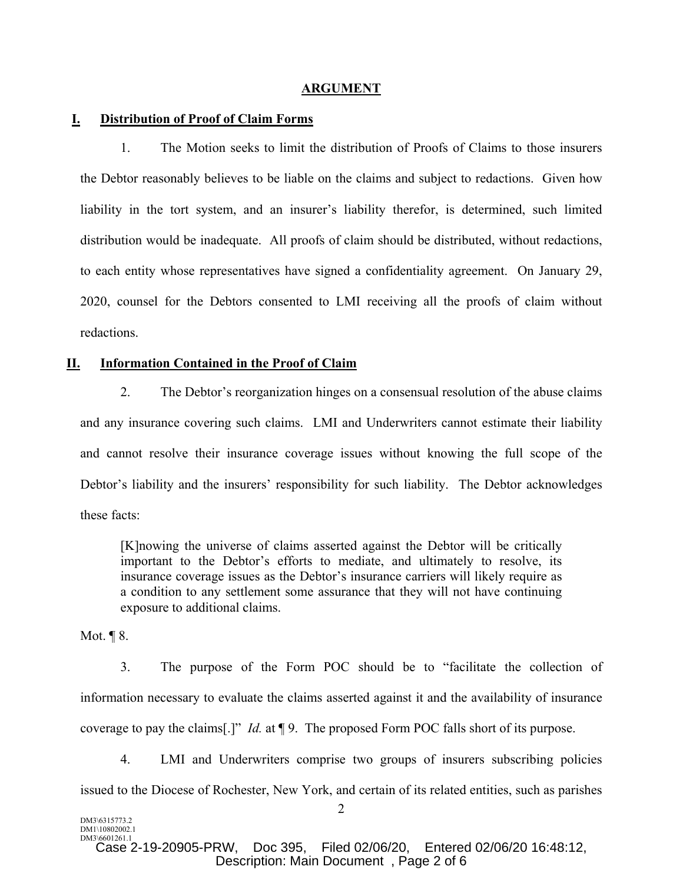## ARGUMENT

### I. Distribution of Proof of Claim Forms

1. The Motion seeks to limit the distribution of Proofs of Claims to those insurers the Debtor reasonably believes to be liable on the claims and subject to redactions. Given how liability in the tort system, and an insurer's liability therefor, is determined, such limited distribution would be inadequate. All proofs of claim should be distributed, without redactions, to each entity whose representatives have signed a confidentiality agreement. On January 29, 2020, counsel for the Debtors consented to LMI receiving all the proofs of claim without redactions.

### II. Information Contained in the Proof of Claim

2. The Debtor's reorganization hinges on a consensual resolution of the abuse claims and any insurance covering such claims. LMI and Underwriters cannot estimate their liability and cannot resolve their insurance coverage issues without knowing the full scope of the Debtor's liability and the insurers' responsibility for such liability. The Debtor acknowledges these facts:

> [K]nowing the universe of claims asserted against the Debtor will be critically important to the Debtor's efforts to mediate, and ultimately to resolve, its insurance coverage issues as the Debtor's insurance carriers will likely require as a condition to any settlement some assurance that they will not have continuing exposure to additional claims.

Mot. ¶ 8.

3. The purpose of the Form POC should be to "facilitate the collection of information necessary to evaluate the claims asserted against it and the availability of insurance coverage to pay the claims[.]" *Id.* at ¶ 9. The proposed Form POC falls short of its purpose.

4. LMI and Underwriters comprise two groups of insurers subscribing policies issued to the Diocese of Rochester, New York, and certain of its related entities, such as parishes

DM3\6315773.2
DM1\10802002.1
DM3\6601261.1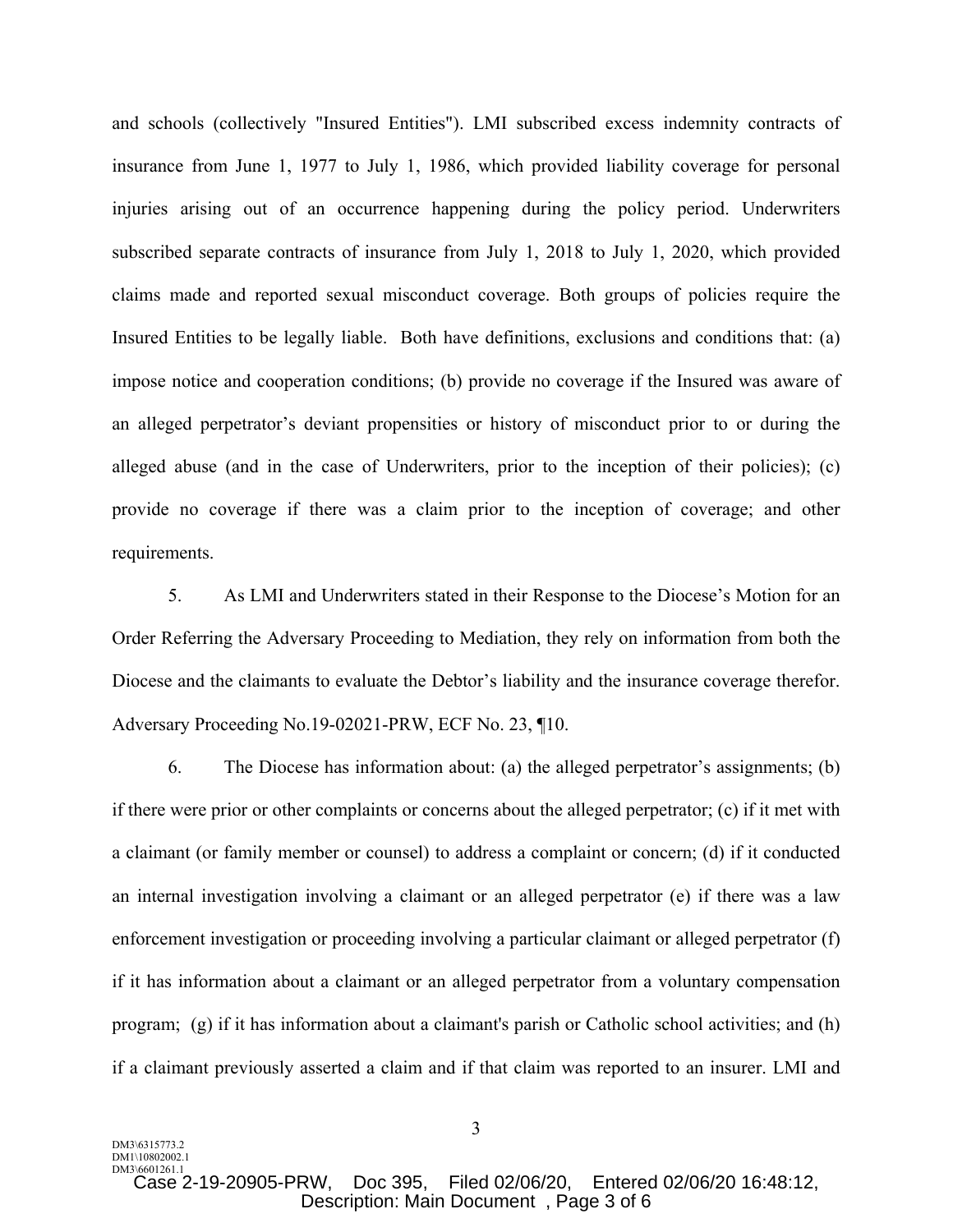and schools (collectively "Insured Entities"). LMI subscribed excess indemnity contracts of insurance from June 1, 1977 to July 1, 1986, which provided liability coverage for personal injuries arising out of an occurrence happening during the policy period. Underwriters subscribed separate contracts of insurance from July 1, 2018 to July 1, 2020, which provided claims made and reported sexual misconduct coverage. Both groups of policies require the Insured Entities to be legally liable. Both have definitions, exclusions and conditions that: (a) impose notice and cooperation conditions; (b) provide no coverage if the Insured was aware of an alleged perpetrator's deviant propensities or history of misconduct prior to or during the alleged abuse (and in the case of Underwriters, prior to the inception of their policies); (c) provide no coverage if there was a claim prior to the inception of coverage; and other requirements.

5. As LMI and Underwriters stated in their Response to the Diocese's Motion for an Order Referring the Adversary Proceeding to Mediation, they rely on information from both the Diocese and the claimants to evaluate the Debtor's liability and the insurance coverage therefor. Adversary Proceeding No.19-02021-PRW, ECF No. 23, ¶10.

6. The Diocese has information about: (a) the alleged perpetrator's assignments; (b) if there were prior or other complaints or concerns about the alleged perpetrator; (c) if it met with a claimant (or family member or counsel) to address a complaint or concern; (d) if it conducted an internal investigation involving a claimant or an alleged perpetrator (e) if there was a law enforcement investigation or proceeding involving a particular claimant or alleged perpetrator (f) if it has information about a claimant or an alleged perpetrator from a voluntary compensation program; (g) if it has information about a claimant's parish or Catholic school activities; and (h) if a claimant previously asserted a claim and if that claim was reported to an insurer. LMI and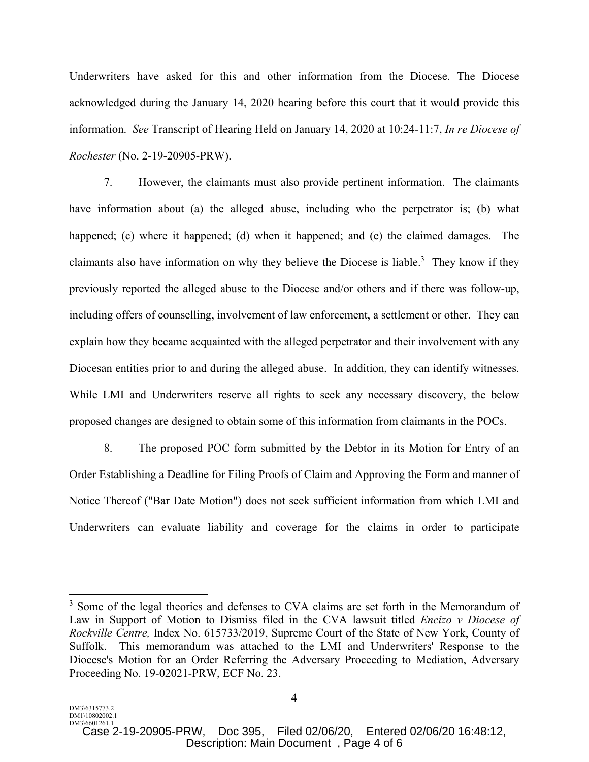Underwriters have asked for this and other information from the Diocese. The Diocese acknowledged during the January 14, 2020 hearing before this court that it would provide this information. *See* Transcript of Hearing Held on January 14, 2020 at 10:24-11:7, *In re Diocese of Rochester* (No. 2-19-20905-PRW).

7. However, the claimants must also provide pertinent information. The claimants have information about (a) the alleged abuse, including who the perpetrator is; (b) what happened; (c) where it happened; (d) when it happened; and (e) the claimed damages. The claimants also have information on why they believe the Diocese is liable.[3] They know if they previously reported the alleged abuse to the Diocese and/or others and if there was follow-up, including offers of counselling, involvement of law enforcement, a settlement or other. They can explain how they became acquainted with the alleged perpetrator and their involvement with any Diocesan entities prior to and during the alleged abuse. In addition, they can identify witnesses. While LMI and Underwriters reserve all rights to seek any necessary discovery, the below proposed changes are designed to obtain some of this information from claimants in the POCs.

8. The proposed POC form submitted by the Debtor in its Motion for Entry of an Order Establishing a Deadline for Filing Proofs of Claim and Approving the Form and manner of Notice Thereof ("Bar Date Motion") does not seek sufficient information from which LMI and Underwriters can evaluate liability and coverage for the claims in order to participate

---

[3] Some of the legal theories and defenses to CVA claims are set forth in the Memorandum of Law in Support of Motion to Dismiss filed in the CVA lawsuit titled *Encizo v Diocese of Rockville Centre,* Index No. 615733/2019, Supreme Court of the State of New York, County of Suffolk. This memorandum was attached to the LMI and Underwriters' Response to the Diocese's Motion for an Order Referring the Adversary Proceeding to Mediation, Adversary Proceeding No. 19-02021-PRW, ECF No. 23.

DM3\6315773.2
DM1\10802002.1
DM3\6601261.1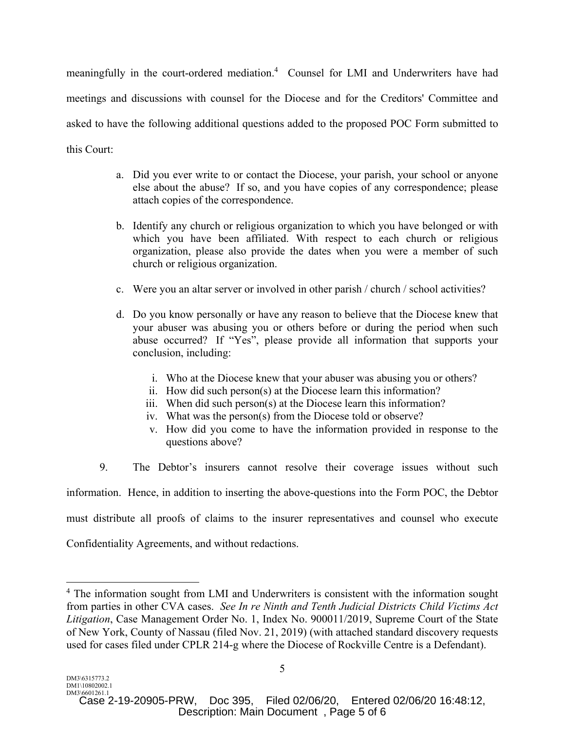meaningfully in the court-ordered mediation.[4] Counsel for LMI and Underwriters have had meetings and discussions with counsel for the Diocese and for the Creditors' Committee and asked to have the following additional questions added to the proposed POC Form submitted to this Court:

a. Did you ever write to or contact the Diocese, your parish, your school or anyone else about the abuse? If so, and you have copies of any correspondence; please attach copies of the correspondence.

b. Identify any church or religious organization to which you have belonged or with which you have been affiliated. With respect to each church or religious organization, please also provide the dates when you were a member of such church or religious organization.

c. Were you an altar server or involved in other parish / church / school activities?

d. Do you know personally or have any reason to believe that the Diocese knew that your abuser was abusing you or others before or during the period when such abuse occurred? If "Yes", please provide all information that supports your conclusion, including:

    i. Who at the Diocese knew that your abuser was abusing you or others?
    ii. How did such person(s) at the Diocese learn this information?
    iii. When did such person(s) at the Diocese learn this information?
    iv. What was the person(s) from the Diocese told or observe?
    v. How did you come to have the information provided in response to the questions above?

9. The Debtor's insurers cannot resolve their coverage issues without such information. Hence, in addition to inserting the above-questions into the Form POC, the Debtor must distribute all proofs of claims to the insurer representatives and counsel who execute Confidentiality Agreements, and without redactions.

---

[4] The information sought from LMI and Underwriters is consistent with the information sought from parties in other CVA cases. *See In re Ninth and Tenth Judicial Districts Child Victims Act Litigation*, Case Management Order No. 1, Index No. 900011/2019, Supreme Court of the State of New York, County of Nassau (filed Nov. 21, 2019) (with attached standard discovery requests used for cases filed under CPLR 214-g where the Diocese of Rockville Centre is a Defendant).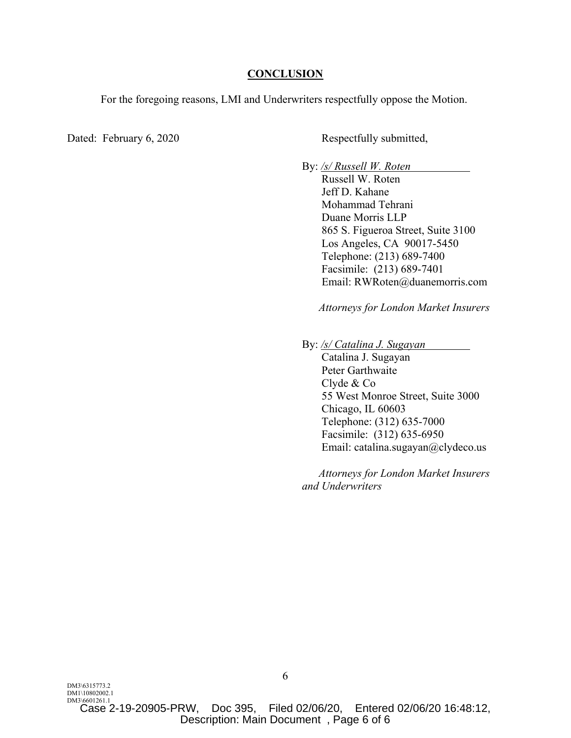## CONCLUSION

For the foregoing reasons, LMI and Underwriters respectfully oppose the Motion.

Dated: February 6, 2020

Respectfully submitted,

By: */s/ Russell W. Roten*
Russell W. Roten
Jeff D. Kahane
Mohammad Tehrani
Duane Morris LLP
865 S. Figueroa Street, Suite 3100
Los Angeles, CA 90017-5450
Telephone: (213) 689-7400
Facsimile: (213) 689-7401
Email: RWRoten@duanemorris.com

*Attorneys for London Market Insurers*

By: */s/ Catalina J. Sugayan*
Catalina J. Sugayan
Peter Garthwaite
Clyde & Co
55 West Monroe Street, Suite 3000
Chicago, IL 60603
Telephone: (312) 635-7000
Facsimile: (312) 635-6950
Email: catalina.sugayan@clydeco.us

*Attorneys for London Market Insurers and Underwriters*

DM3\6315773.2
DM1\10802002.1
DM3\6601261.1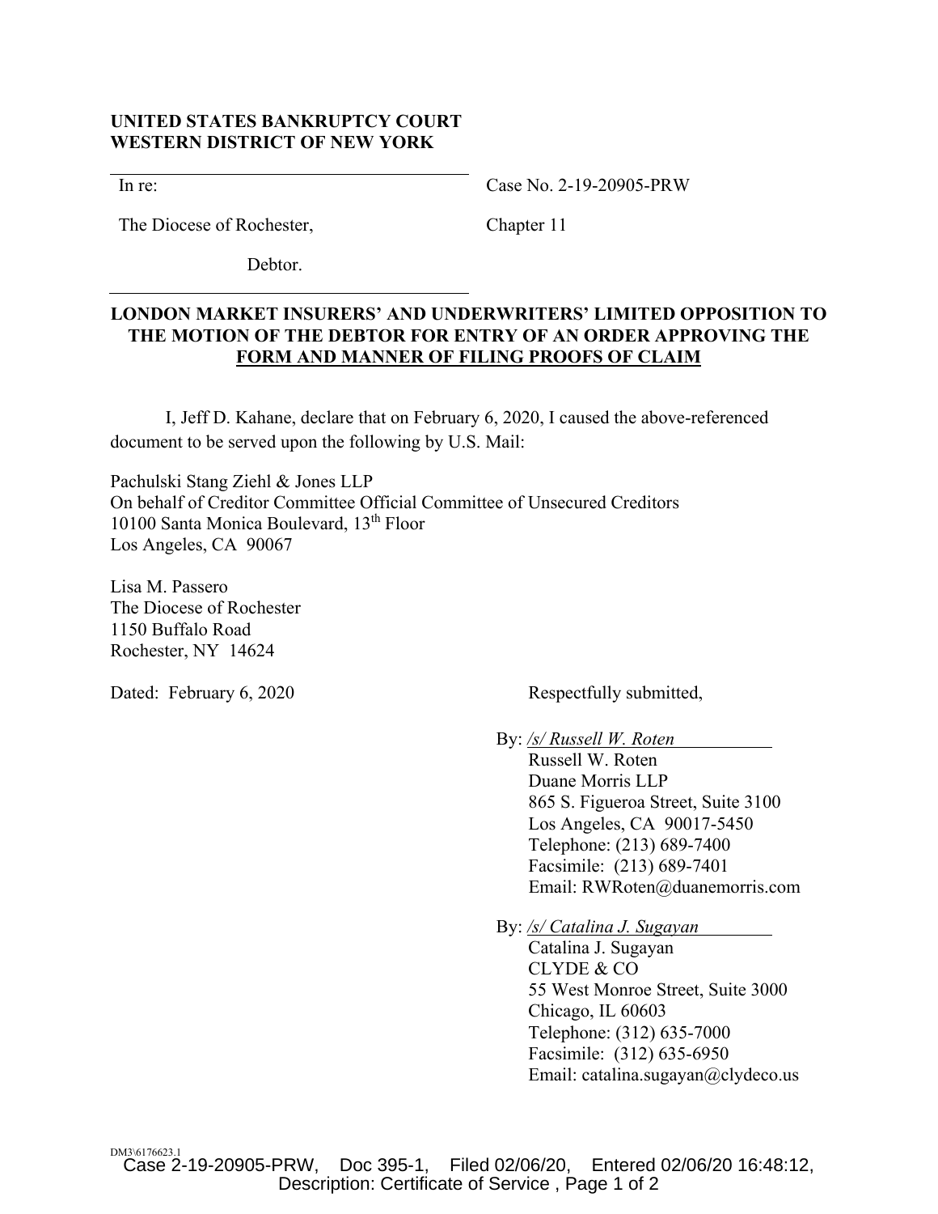**UNITED STATES BANKRUPTCY COURT**
**WESTERN DISTRICT OF NEW YORK**

In re:

The Diocese of Rochester,

Debtor.

Case No. 2-19-20905-PRW

Chapter 11

**LONDON MARKET INSURERS' AND UNDERWRITERS' LIMITED OPPOSITION TO THE MOTION OF THE DEBTOR FOR ENTRY OF AN ORDER APPROVING THE FORM AND MANNER OF FILING PROOFS OF CLAIM**

I, Jeff D. Kahane, declare that on February 6, 2020, I caused the above-referenced document to be served upon the following by U.S. Mail:

Pachulski Stang Ziehl & Jones LLP
On behalf of Creditor Committee Official Committee of Unsecured Creditors
10100 Santa Monica Boulevard, 13th Floor
Los Angeles, CA 90067

Lisa M. Passero
The Diocese of Rochester
1150 Buffalo Road
Rochester, NY 14624

Dated: February 6, 2020

Respectfully submitted,

By: */s/ Russell W. Roten*
Russell W. Roten
Duane Morris LLP
865 S. Figueroa Street, Suite 3100
Los Angeles, CA 90017-5450
Telephone: (213) 689-7400
Facsimile: (213) 689-7401
Email: RWRoten@duanemorris.com

By: */s/ Catalina J. Sugayan*
Catalina J. Sugayan
CLYDE & CO
55 West Monroe Street, Suite 3000
Chicago, IL 60603
Telephone: (312) 635-7000
Facsimile: (312) 635-6950
Email: catalina.sugayan@clydeco.us

DM3\6176623.1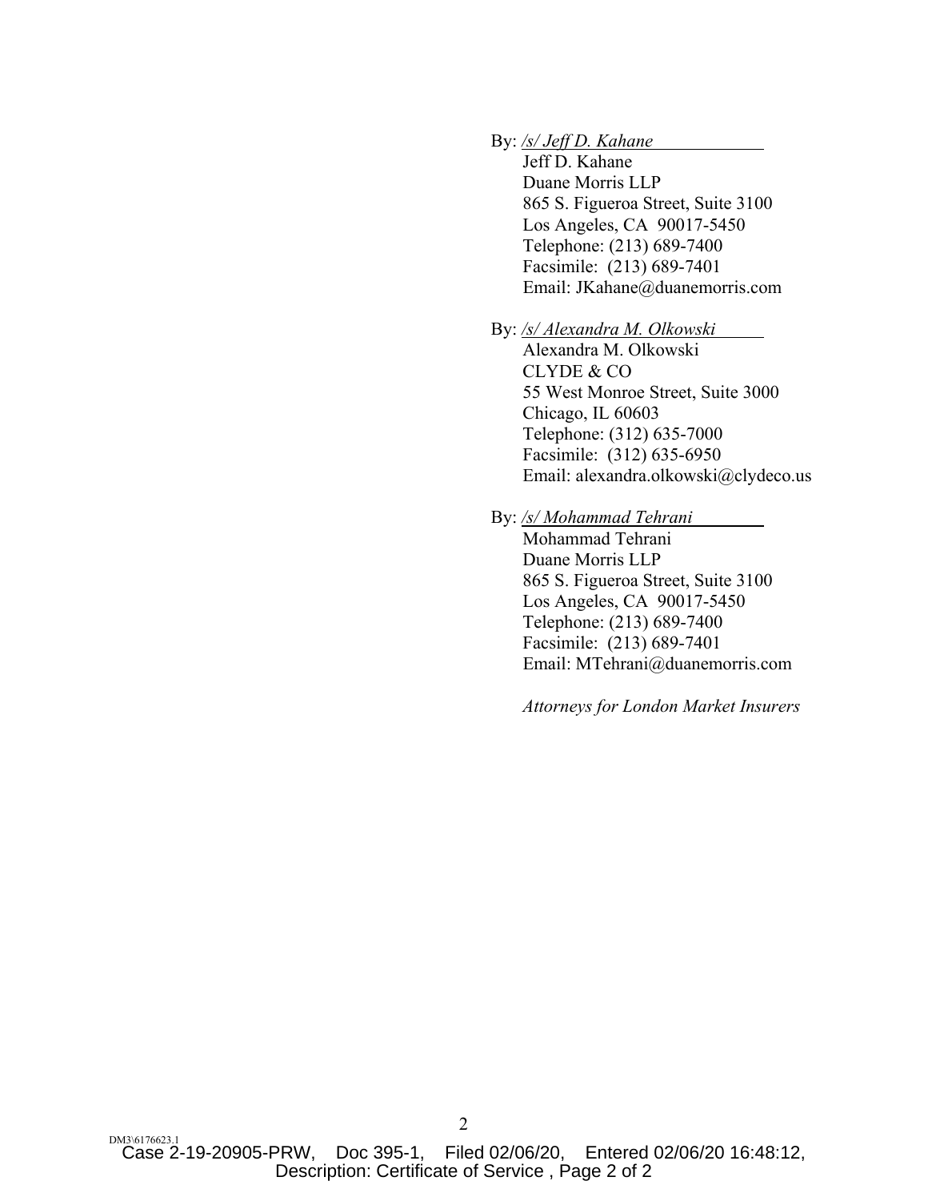By: */s/ Jeff D. Kahane*
Jeff D. Kahane
Duane Morris LLP
865 S. Figueroa Street, Suite 3100
Los Angeles, CA 90017-5450
Telephone: (213) 689-7400
Facsimile: (213) 689-7401
Email: JKahane@duanemorris.com

By: */s/ Alexandra M. Olkowski*
Alexandra M. Olkowski
CLYDE & CO
55 West Monroe Street, Suite 3000
Chicago, IL 60603
Telephone: (312) 635-7000
Facsimile: (312) 635-6950
Email: alexandra.olkowski@clydeco.us

By: */s/ Mohammad Tehrani*
Mohammad Tehrani
Duane Morris LLP
865 S. Figueroa Street, Suite 3100
Los Angeles, CA 90017-5450
Telephone: (213) 689-7400
Facsimile: (213) 689-7401
Email: MTehrani@duanemorris.com

*Attorneys for London Market Insurers*

DM3\6176623.1